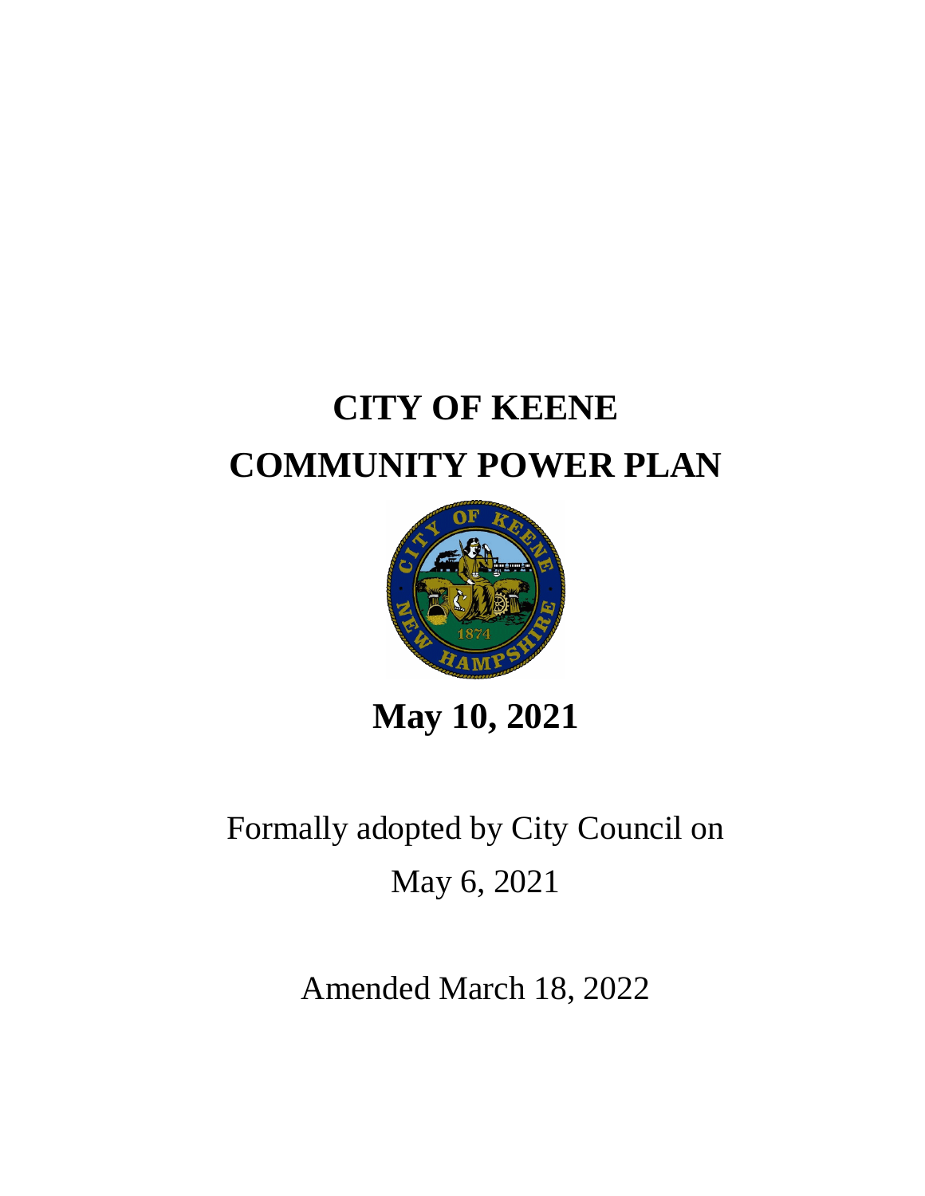# CITY OF KEENE
# COMMUNITY POWER PLAN

**May 10, 2021**

Formally adopted by City Council on
May 6, 2021

Amended March 18, 2022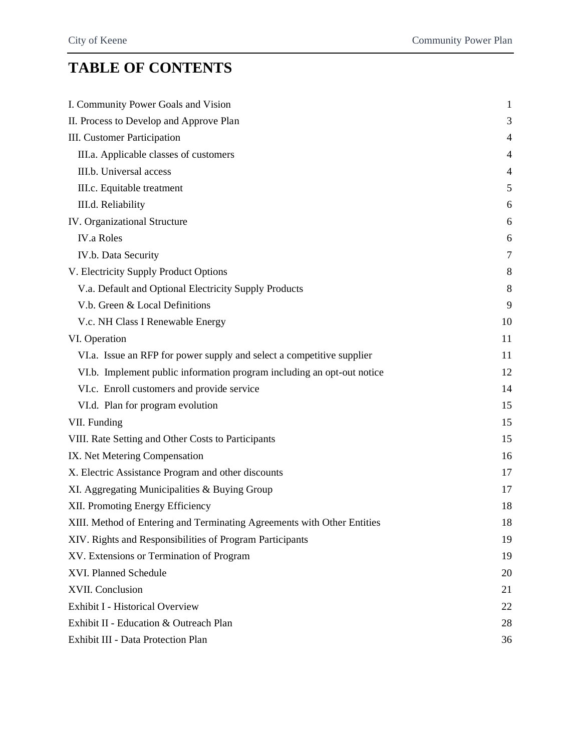# TABLE OF CONTENTS

| | |
|---|---|
| I. Community Power Goals and Vision | 1 |
| II. Process to Develop and Approve Plan | 3 |
| III. Customer Participation | 4 |
| III.a. Applicable classes of customers | 4 |
| III.b. Universal access | 4 |
| III.c. Equitable treatment | 5 |
| III.d. Reliability | 6 |
| IV. Organizational Structure | 6 |
| IV.a Roles | 6 |
| IV.b. Data Security | 7 |
| V. Electricity Supply Product Options | 8 |
| V.a. Default and Optional Electricity Supply Products | 8 |
| V.b. Green & Local Definitions | 9 |
| V.c. NH Class I Renewable Energy | 10 |
| VI. Operation | 11 |
| VI.a. Issue an RFP for power supply and select a competitive supplier | 11 |
| VI.b. Implement public information program including an opt-out notice | 12 |
| VI.c. Enroll customers and provide service | 14 |
| VI.d. Plan for program evolution | 15 |
| VII. Funding | 15 |
| VIII. Rate Setting and Other Costs to Participants | 15 |
| IX. Net Metering Compensation | 16 |
| X. Electric Assistance Program and other discounts | 17 |
| XI. Aggregating Municipalities & Buying Group | 17 |
| XII. Promoting Energy Efficiency | 18 |
| XIII. Method of Entering and Terminating Agreements with Other Entities | 18 |
| XIV. Rights and Responsibilities of Program Participants | 19 |
| XV. Extensions or Termination of Program | 19 |
| XVI. Planned Schedule | 20 |
| XVII. Conclusion | 21 |
| Exhibit I - Historical Overview | 22 |
| Exhibit II - Education & Outreach Plan | 28 |
| Exhibit III - Data Protection Plan | 36 |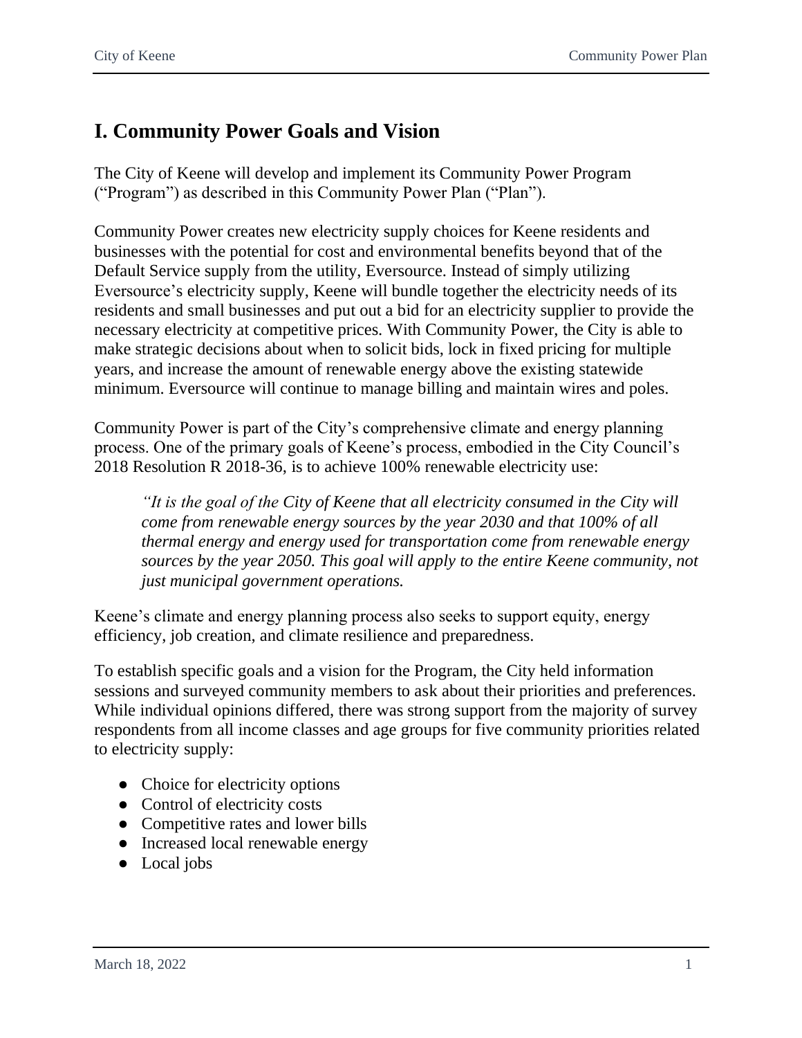# I. Community Power Goals and Vision

The City of Keene will develop and implement its Community Power Program ("Program") as described in this Community Power Plan ("Plan").

Community Power creates new electricity supply choices for Keene residents and businesses with the potential for cost and environmental benefits beyond that of the Default Service supply from the utility, Eversource. Instead of simply utilizing Eversource's electricity supply, Keene will bundle together the electricity needs of its residents and small businesses and put out a bid for an electricity supplier to provide the necessary electricity at competitive prices. With Community Power, the City is able to make strategic decisions about when to solicit bids, lock in fixed pricing for multiple years, and increase the amount of renewable energy above the existing statewide minimum. Eversource will continue to manage billing and maintain wires and poles.

Community Power is part of the City's comprehensive climate and energy planning process. One of the primary goals of Keene's process, embodied in the City Council's 2018 Resolution R 2018-36, is to achieve 100% renewable electricity use:

> *"It is the goal of the City of Keene that all electricity consumed in the City will come from renewable energy sources by the year 2030 and that 100% of all thermal energy and energy used for transportation come from renewable energy sources by the year 2050. This goal will apply to the entire Keene community, not just municipal government operations.*

Keene's climate and energy planning process also seeks to support equity, energy efficiency, job creation, and climate resilience and preparedness.

To establish specific goals and a vision for the Program, the City held information sessions and surveyed community members to ask about their priorities and preferences. While individual opinions differed, there was strong support from the majority of survey respondents from all income classes and age groups for five community priorities related to electricity supply:

- Choice for electricity options
- Control of electricity costs
- Competitive rates and lower bills
- Increased local renewable energy
- Local jobs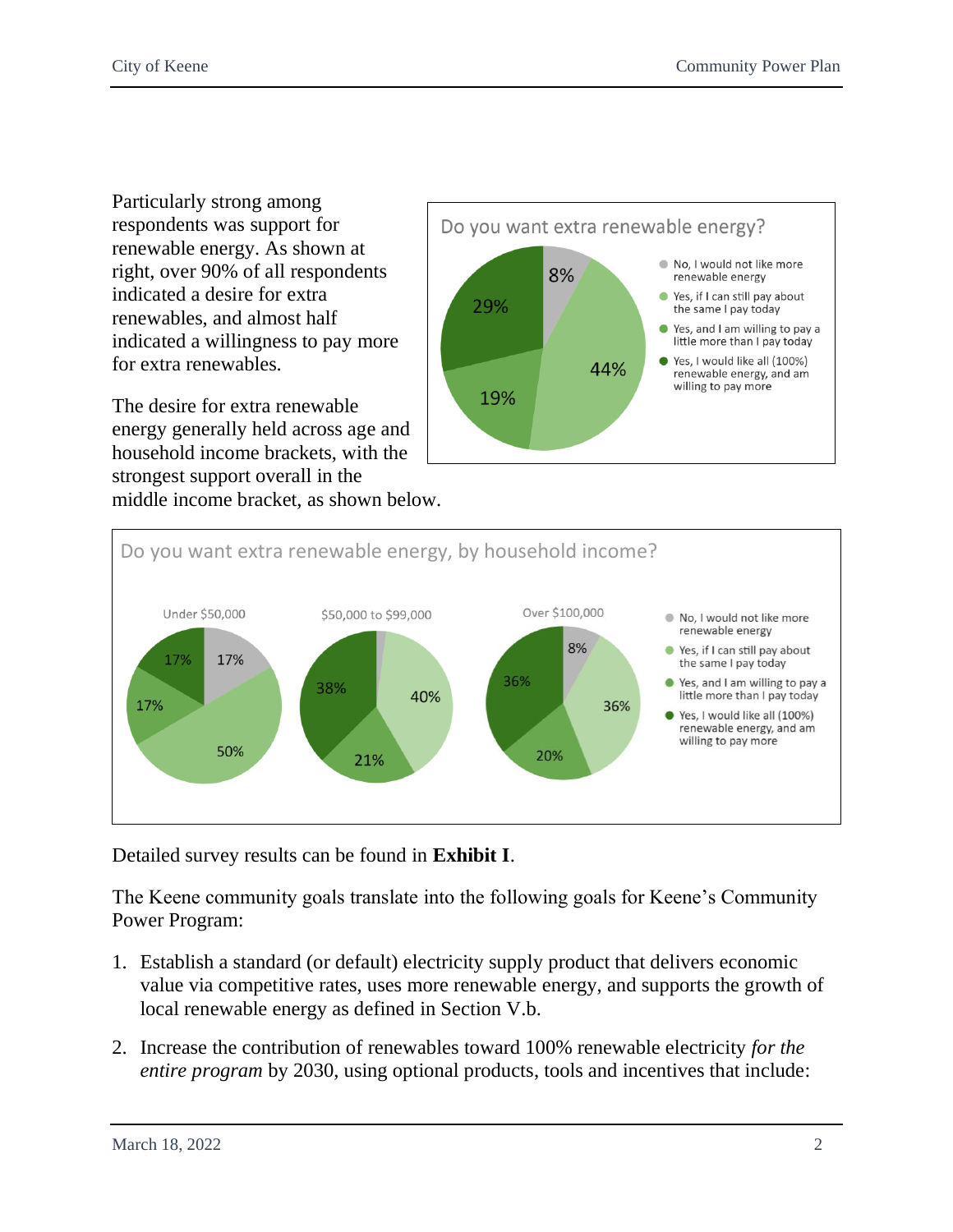Particularly strong among respondents was support for renewable energy. As shown at right, over 90% of all respondents indicated a desire for extra renewables, and almost half indicated a willingness to pay more for extra renewables.

The desire for extra renewable energy generally held across age and household income brackets, with the strongest support overall in the middle income bracket, as shown below.

Do you want extra renewable energy?

| Response | Share |
|---|---|
| No, I would not like more renewable energy | 8% |
| Yes, if I can still pay about the same I pay today | 44% |
| Yes, and I am willing to pay a little more than I pay today | 19% |
| Yes, I would like all (100%) renewable energy, and am willing to pay more | 29% |

Do you want extra renewable energy, by household income?

| Response | Under $50,000 | $50,000 to $99,000 | Over $100,000 |
|---|---|---|---|
| No, I would not like more renewable energy | 17% | | 8% |
| Yes, if I can still pay about the same I pay today | 50% | 40% | 36% |
| Yes, and I am willing to pay a little more than I pay today | 17% | 21% | 20% |
| Yes, I would like all (100%) renewable energy, and am willing to pay more | 17% | 38% | 36% |

Detailed survey results can be found in **Exhibit I**.

The Keene community goals translate into the following goals for Keene's Community Power Program:

1. Establish a standard (or default) electricity supply product that delivers economic value via competitive rates, uses more renewable energy, and supports the growth of local renewable energy as defined in Section V.b.

2. Increase the contribution of renewables toward 100% renewable electricity *for the entire program* by 2030, using optional products, tools and incentives that include: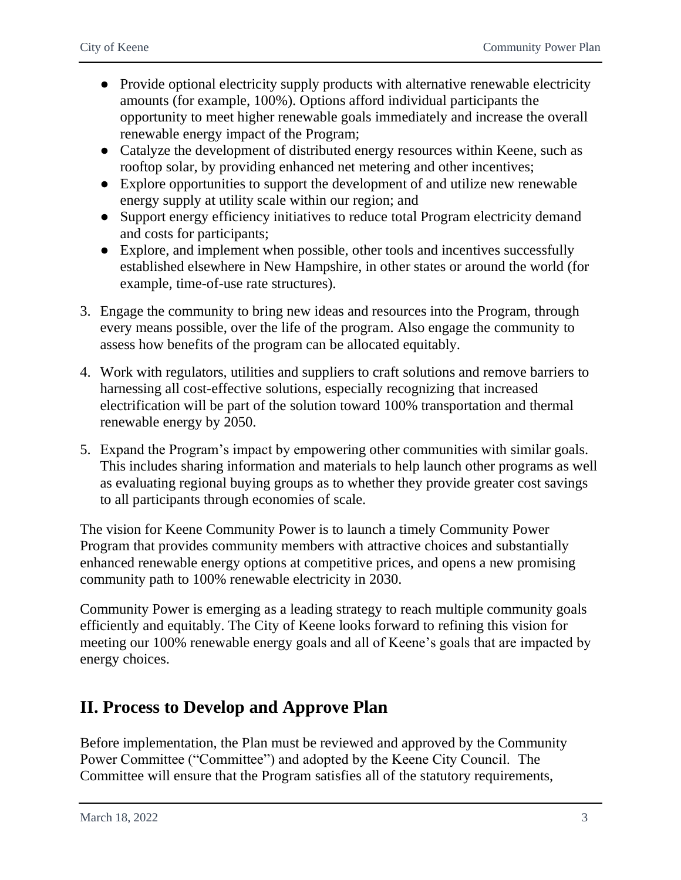- Provide optional electricity supply products with alternative renewable electricity amounts (for example, 100%). Options afford individual participants the opportunity to meet higher renewable goals immediately and increase the overall renewable energy impact of the Program;
- Catalyze the development of distributed energy resources within Keene, such as rooftop solar, by providing enhanced net metering and other incentives;
- Explore opportunities to support the development of and utilize new renewable energy supply at utility scale within our region; and
- Support energy efficiency initiatives to reduce total Program electricity demand and costs for participants;
- Explore, and implement when possible, other tools and incentives successfully established elsewhere in New Hampshire, in other states or around the world (for example, time-of-use rate structures).

3. Engage the community to bring new ideas and resources into the Program, through every means possible, over the life of the program. Also engage the community to assess how benefits of the program can be allocated equitably.

4. Work with regulators, utilities and suppliers to craft solutions and remove barriers to harnessing all cost-effective solutions, especially recognizing that increased electrification will be part of the solution toward 100% transportation and thermal renewable energy by 2050.

5. Expand the Program's impact by empowering other communities with similar goals. This includes sharing information and materials to help launch other programs as well as evaluating regional buying groups as to whether they provide greater cost savings to all participants through economies of scale.

The vision for Keene Community Power is to launch a timely Community Power Program that provides community members with attractive choices and substantially enhanced renewable energy options at competitive prices, and opens a new promising community path to 100% renewable electricity in 2030.

Community Power is emerging as a leading strategy to reach multiple community goals efficiently and equitably. The City of Keene looks forward to refining this vision for meeting our 100% renewable energy goals and all of Keene's goals that are impacted by energy choices.

## II. Process to Develop and Approve Plan

Before implementation, the Plan must be reviewed and approved by the Community Power Committee ("Committee") and adopted by the Keene City Council. The Committee will ensure that the Program satisfies all of the statutory requirements,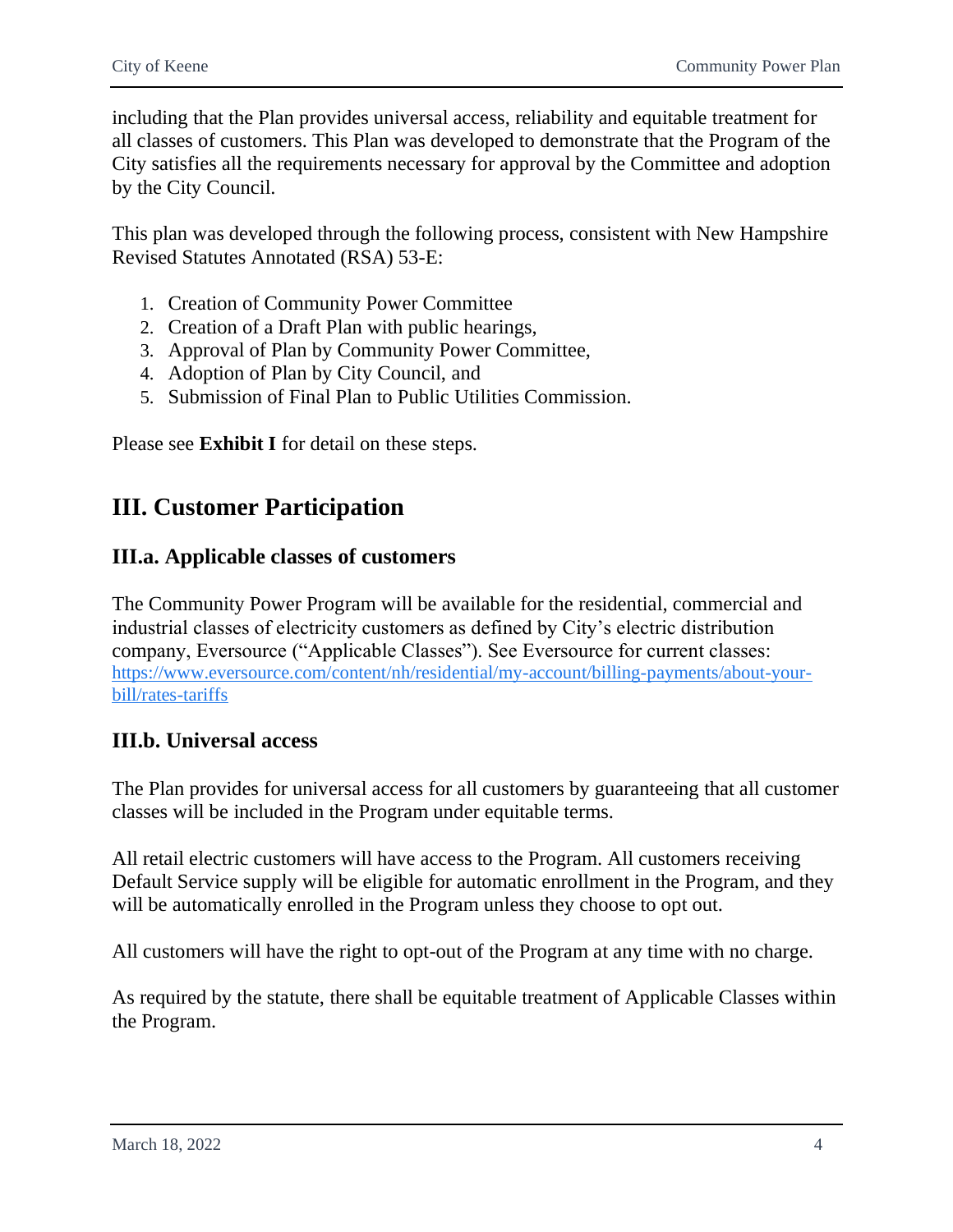including that the Plan provides universal access, reliability and equitable treatment for all classes of customers. This Plan was developed to demonstrate that the Program of the City satisfies all the requirements necessary for approval by the Committee and adoption by the City Council.

This plan was developed through the following process, consistent with New Hampshire Revised Statutes Annotated (RSA) 53-E:

1. Creation of Community Power Committee
2. Creation of a Draft Plan with public hearings,
3. Approval of Plan by Community Power Committee,
4. Adoption of Plan by City Council, and
5. Submission of Final Plan to Public Utilities Commission.

Please see **Exhibit I** for detail on these steps.

# III. Customer Participation

## III.a. Applicable classes of customers

The Community Power Program will be available for the residential, commercial and industrial classes of electricity customers as defined by City's electric distribution company, Eversource ("Applicable Classes"). See Eversource for current classes: [https://www.eversource.com/content/nh/residential/my-account/billing-payments/about-your-bill/rates-tariffs](https://www.eversource.com/content/nh/residential/my-account/billing-payments/about-your-bill/rates-tariffs)

## III.b. Universal access

The Plan provides for universal access for all customers by guaranteeing that all customer classes will be included in the Program under equitable terms.

All retail electric customers will have access to the Program. All customers receiving Default Service supply will be eligible for automatic enrollment in the Program, and they will be automatically enrolled in the Program unless they choose to opt out.

All customers will have the right to opt-out of the Program at any time with no charge.

As required by the statute, there shall be equitable treatment of Applicable Classes within the Program.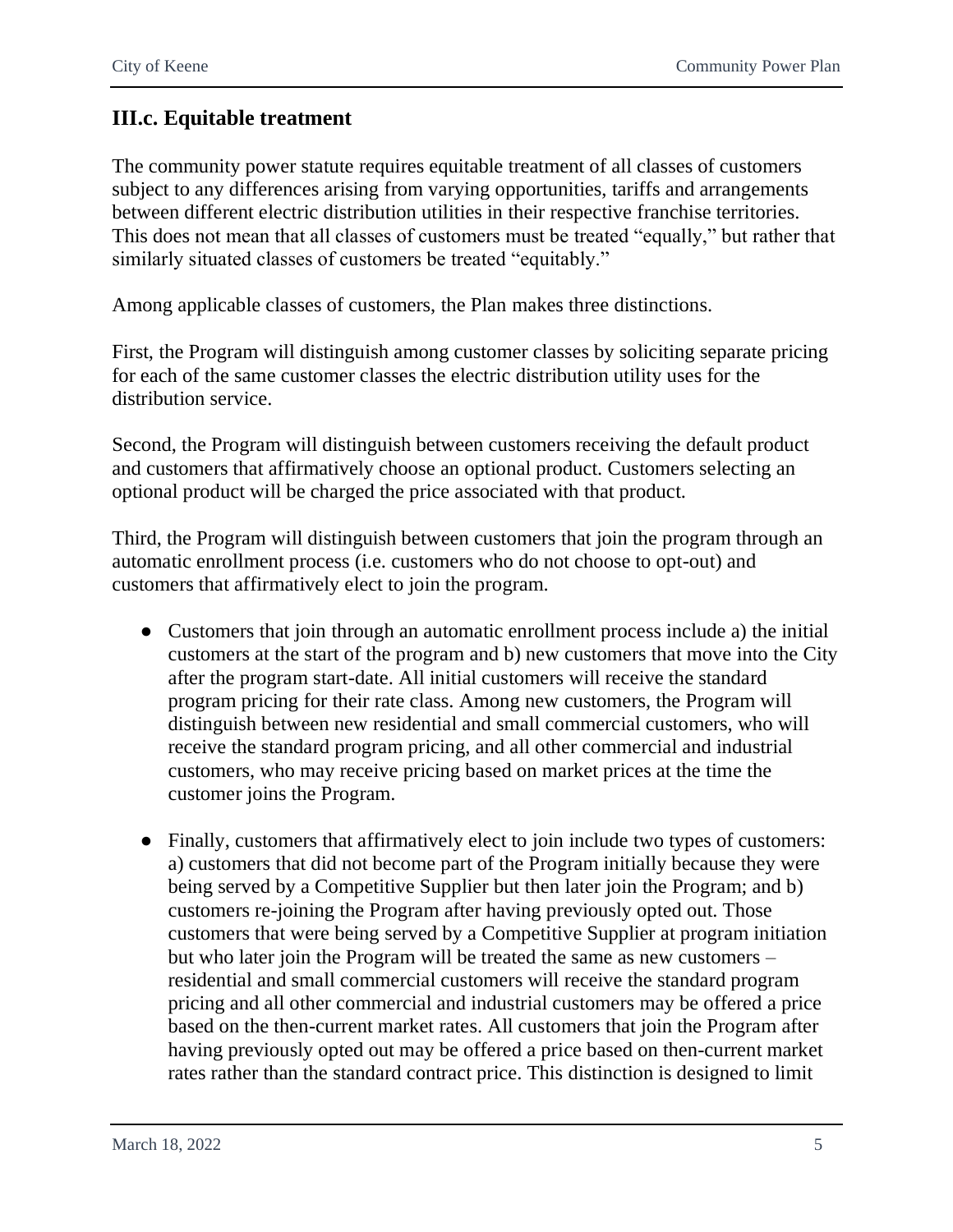## III.c. Equitable treatment

The community power statute requires equitable treatment of all classes of customers subject to any differences arising from varying opportunities, tariffs and arrangements between different electric distribution utilities in their respective franchise territories. This does not mean that all classes of customers must be treated "equally," but rather that similarly situated classes of customers be treated "equitably."

Among applicable classes of customers, the Plan makes three distinctions.

First, the Program will distinguish among customer classes by soliciting separate pricing for each of the same customer classes the electric distribution utility uses for the distribution service.

Second, the Program will distinguish between customers receiving the default product and customers that affirmatively choose an optional product. Customers selecting an optional product will be charged the price associated with that product.

Third, the Program will distinguish between customers that join the program through an automatic enrollment process (i.e. customers who do not choose to opt-out) and customers that affirmatively elect to join the program.

- Customers that join through an automatic enrollment process include a) the initial customers at the start of the program and b) new customers that move into the City after the program start-date. All initial customers will receive the standard program pricing for their rate class. Among new customers, the Program will distinguish between new residential and small commercial customers, who will receive the standard program pricing, and all other commercial and industrial customers, who may receive pricing based on market prices at the time the customer joins the Program.

- Finally, customers that affirmatively elect to join include two types of customers: a) customers that did not become part of the Program initially because they were being served by a Competitive Supplier but then later join the Program; and b) customers re-joining the Program after having previously opted out. Those customers that were being served by a Competitive Supplier at program initiation but who later join the Program will be treated the same as new customers – residential and small commercial customers will receive the standard program pricing and all other commercial and industrial customers may be offered a price based on the then-current market rates. All customers that join the Program after having previously opted out may be offered a price based on then-current market rates rather than the standard contract price. This distinction is designed to limit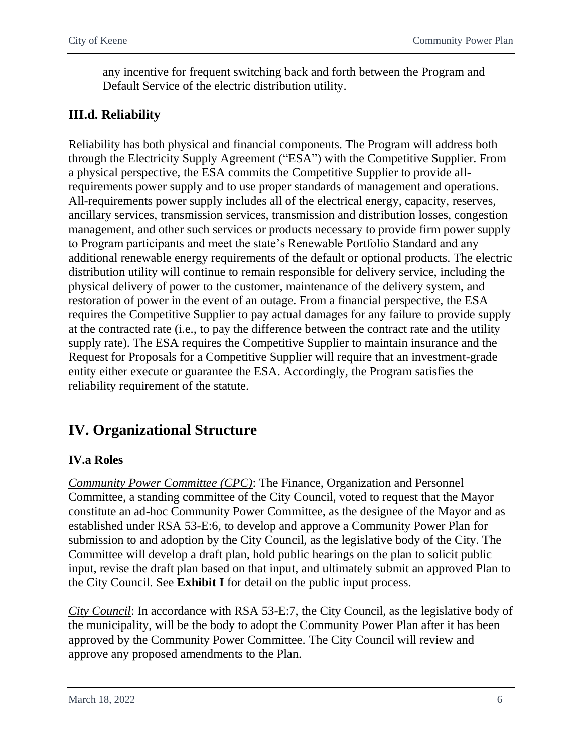any incentive for frequent switching back and forth between the Program and Default Service of the electric distribution utility.

### III.d. Reliability

Reliability has both physical and financial components. The Program will address both through the Electricity Supply Agreement ("ESA") with the Competitive Supplier. From a physical perspective, the ESA commits the Competitive Supplier to provide all-requirements power supply and to use proper standards of management and operations. All-requirements power supply includes all of the electrical energy, capacity, reserves, ancillary services, transmission services, transmission and distribution losses, congestion management, and other such services or products necessary to provide firm power supply to Program participants and meet the state's Renewable Portfolio Standard and any additional renewable energy requirements of the default or optional products. The electric distribution utility will continue to remain responsible for delivery service, including the physical delivery of power to the customer, maintenance of the delivery system, and restoration of power in the event of an outage. From a financial perspective, the ESA requires the Competitive Supplier to pay actual damages for any failure to provide supply at the contracted rate (i.e., to pay the difference between the contract rate and the utility supply rate). The ESA requires the Competitive Supplier to maintain insurance and the Request for Proposals for a Competitive Supplier will require that an investment-grade entity either execute or guarantee the ESA. Accordingly, the Program satisfies the reliability requirement of the statute.

## IV. Organizational Structure

### IV.a Roles

*Community Power Committee (CPC)*: The Finance, Organization and Personnel Committee, a standing committee of the City Council, voted to request that the Mayor constitute an ad-hoc Community Power Committee, as the designee of the Mayor and as established under RSA 53-E:6, to develop and approve a Community Power Plan for submission to and adoption by the City Council, as the legislative body of the City. The Committee will develop a draft plan, hold public hearings on the plan to solicit public input, revise the draft plan based on that input, and ultimately submit an approved Plan to the City Council. See **Exhibit I** for detail on the public input process.

*City Council*: In accordance with RSA 53-E:7, the City Council, as the legislative body of the municipality, will be the body to adopt the Community Power Plan after it has been approved by the Community Power Committee. The City Council will review and approve any proposed amendments to the Plan.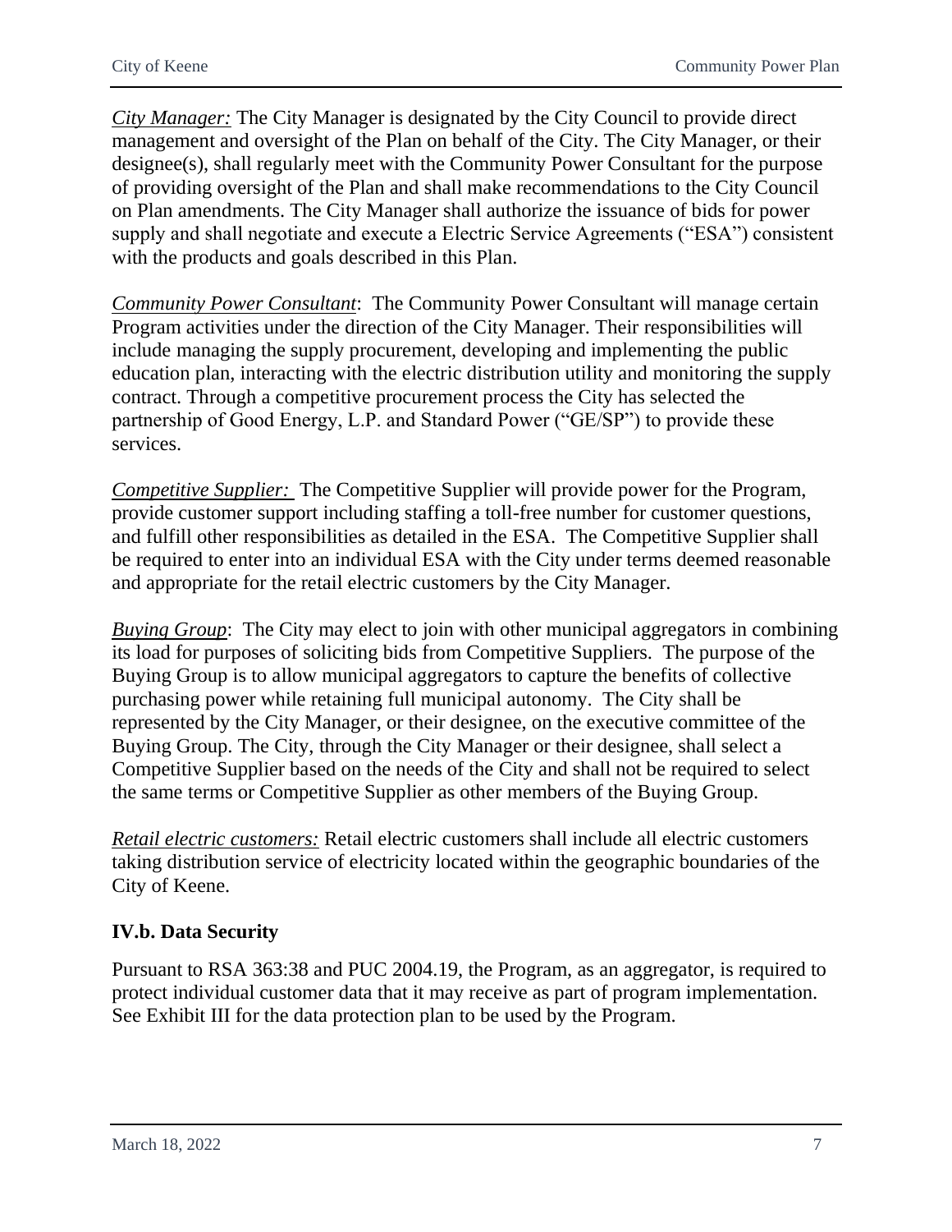*City Manager:* The City Manager is designated by the City Council to provide direct management and oversight of the Plan on behalf of the City. The City Manager, or their designee(s), shall regularly meet with the Community Power Consultant for the purpose of providing oversight of the Plan and shall make recommendations to the City Council on Plan amendments. The City Manager shall authorize the issuance of bids for power supply and shall negotiate and execute a Electric Service Agreements ("ESA") consistent with the products and goals described in this Plan.

*Community Power Consultant*: The Community Power Consultant will manage certain Program activities under the direction of the City Manager. Their responsibilities will include managing the supply procurement, developing and implementing the public education plan, interacting with the electric distribution utility and monitoring the supply contract. Through a competitive procurement process the City has selected the partnership of Good Energy, L.P. and Standard Power ("GE/SP") to provide these services.

*Competitive Supplier:* The Competitive Supplier will provide power for the Program, provide customer support including staffing a toll-free number for customer questions, and fulfill other responsibilities as detailed in the ESA. The Competitive Supplier shall be required to enter into an individual ESA with the City under terms deemed reasonable and appropriate for the retail electric customers by the City Manager.

*Buying Group*: The City may elect to join with other municipal aggregators in combining its load for purposes of soliciting bids from Competitive Suppliers. The purpose of the Buying Group is to allow municipal aggregators to capture the benefits of collective purchasing power while retaining full municipal autonomy. The City shall be represented by the City Manager, or their designee, on the executive committee of the Buying Group. The City, through the City Manager or their designee, shall select a Competitive Supplier based on the needs of the City and shall not be required to select the same terms or Competitive Supplier as other members of the Buying Group.

*Retail electric customers:* Retail electric customers shall include all electric customers taking distribution service of electricity located within the geographic boundaries of the City of Keene.

### IV.b. Data Security

Pursuant to RSA 363:38 and PUC 2004.19, the Program, as an aggregator, is required to protect individual customer data that it may receive as part of program implementation. See Exhibit III for the data protection plan to be used by the Program.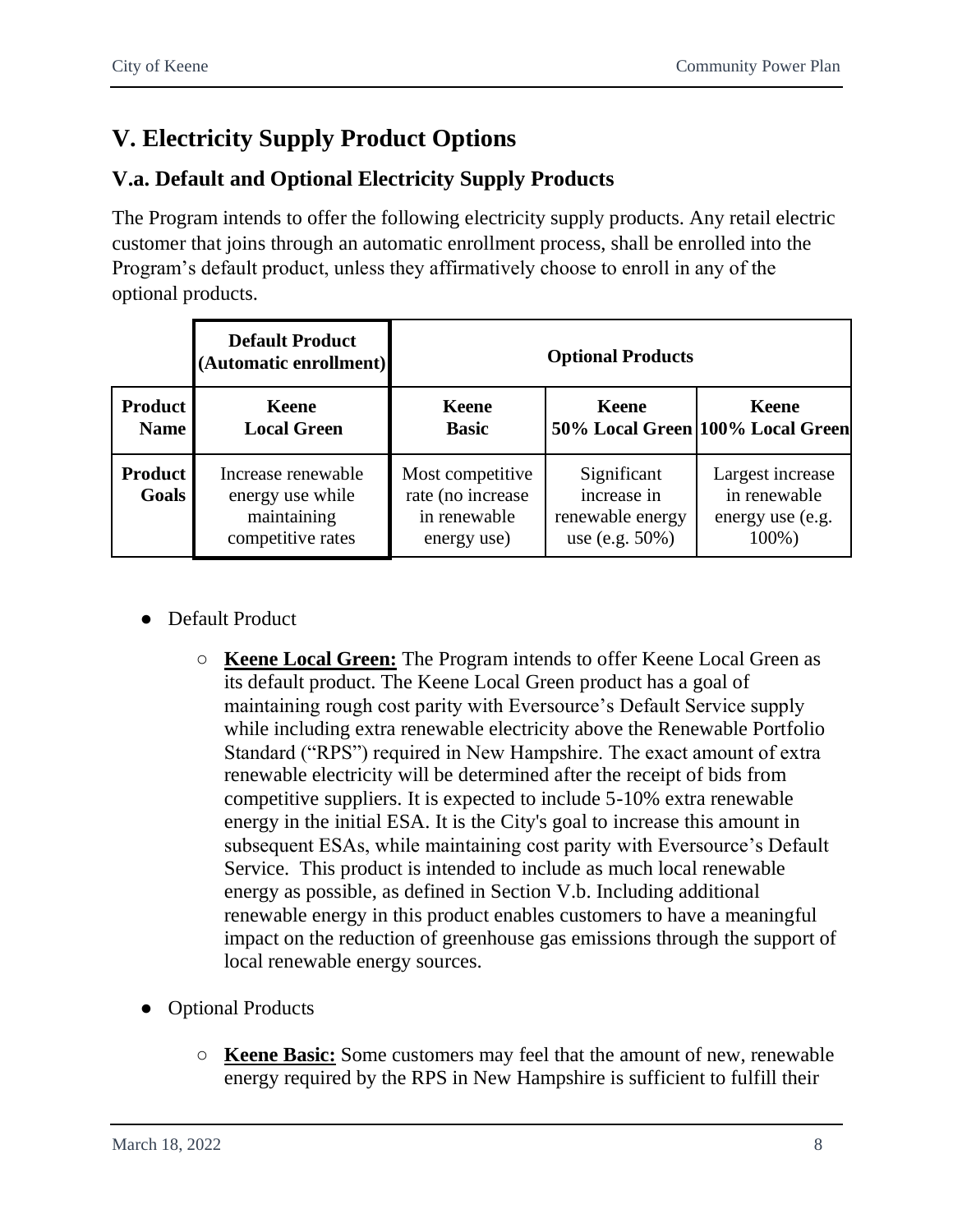# V. Electricity Supply Product Options

## V.a. Default and Optional Electricity Supply Products

The Program intends to offer the following electricity supply products. Any retail electric customer that joins through an automatic enrollment process, shall be enrolled into the Program's default product, unless they affirmatively choose to enroll in any of the optional products.

| | **Default Product (Automatic enrollment)** | **Optional Products** | | |
|---|---|---|---|---|
| **Product Name** | **Keene Local Green** | **Keene Basic** | **Keene 50% Local Green** | **Keene 100% Local Green** |
| **Product Goals** | Increase renewable energy use while maintaining competitive rates | Most competitive rate (no increase in renewable energy use) | Significant increase in renewable energy use (e.g. 50%) | Largest increase in renewable energy use (e.g. 100%) |

- Default Product
  - **Keene Local Green:** The Program intends to offer Keene Local Green as its default product. The Keene Local Green product has a goal of maintaining rough cost parity with Eversource's Default Service supply while including extra renewable electricity above the Renewable Portfolio Standard ("RPS") required in New Hampshire. The exact amount of extra renewable electricity will be determined after the receipt of bids from competitive suppliers. It is expected to include 5-10% extra renewable energy in the initial ESA. It is the City's goal to increase this amount in subsequent ESAs, while maintaining cost parity with Eversource's Default Service. This product is intended to include as much local renewable energy as possible, as defined in Section V.b. Including additional renewable energy in this product enables customers to have a meaningful impact on the reduction of greenhouse gas emissions through the support of local renewable energy sources.

- Optional Products
  - **Keene Basic:** Some customers may feel that the amount of new, renewable energy required by the RPS in New Hampshire is sufficient to fulfill their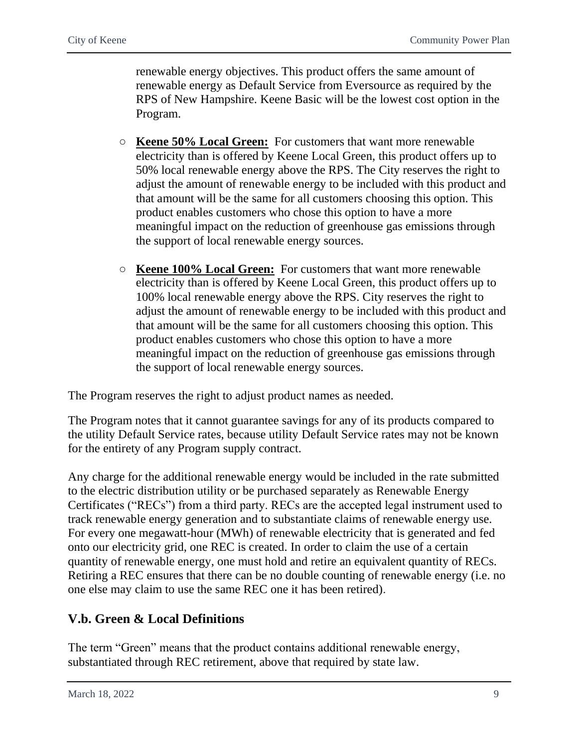renewable energy objectives. This product offers the same amount of renewable energy as Default Service from Eversource as required by the RPS of New Hampshire. Keene Basic will be the lowest cost option in the Program.

- **Keene 50% Local Green:** For customers that want more renewable electricity than is offered by Keene Local Green, this product offers up to 50% local renewable energy above the RPS. The City reserves the right to adjust the amount of renewable energy to be included with this product and that amount will be the same for all customers choosing this option. This product enables customers who chose this option to have a more meaningful impact on the reduction of greenhouse gas emissions through the support of local renewable energy sources.

- **Keene 100% Local Green:** For customers that want more renewable electricity than is offered by Keene Local Green, this product offers up to 100% local renewable energy above the RPS. City reserves the right to adjust the amount of renewable energy to be included with this product and that amount will be the same for all customers choosing this option. This product enables customers who chose this option to have a more meaningful impact on the reduction of greenhouse gas emissions through the support of local renewable energy sources.

The Program reserves the right to adjust product names as needed.

The Program notes that it cannot guarantee savings for any of its products compared to the utility Default Service rates, because utility Default Service rates may not be known for the entirety of any Program supply contract.

Any charge for the additional renewable energy would be included in the rate submitted to the electric distribution utility or be purchased separately as Renewable Energy Certificates ("RECs") from a third party. RECs are the accepted legal instrument used to track renewable energy generation and to substantiate claims of renewable energy use. For every one megawatt-hour (MWh) of renewable electricity that is generated and fed onto our electricity grid, one REC is created. In order to claim the use of a certain quantity of renewable energy, one must hold and retire an equivalent quantity of RECs. Retiring a REC ensures that there can be no double counting of renewable energy (i.e. no one else may claim to use the same REC one it has been retired).

## V.b. Green & Local Definitions

The term "Green" means that the product contains additional renewable energy, substantiated through REC retirement, above that required by state law.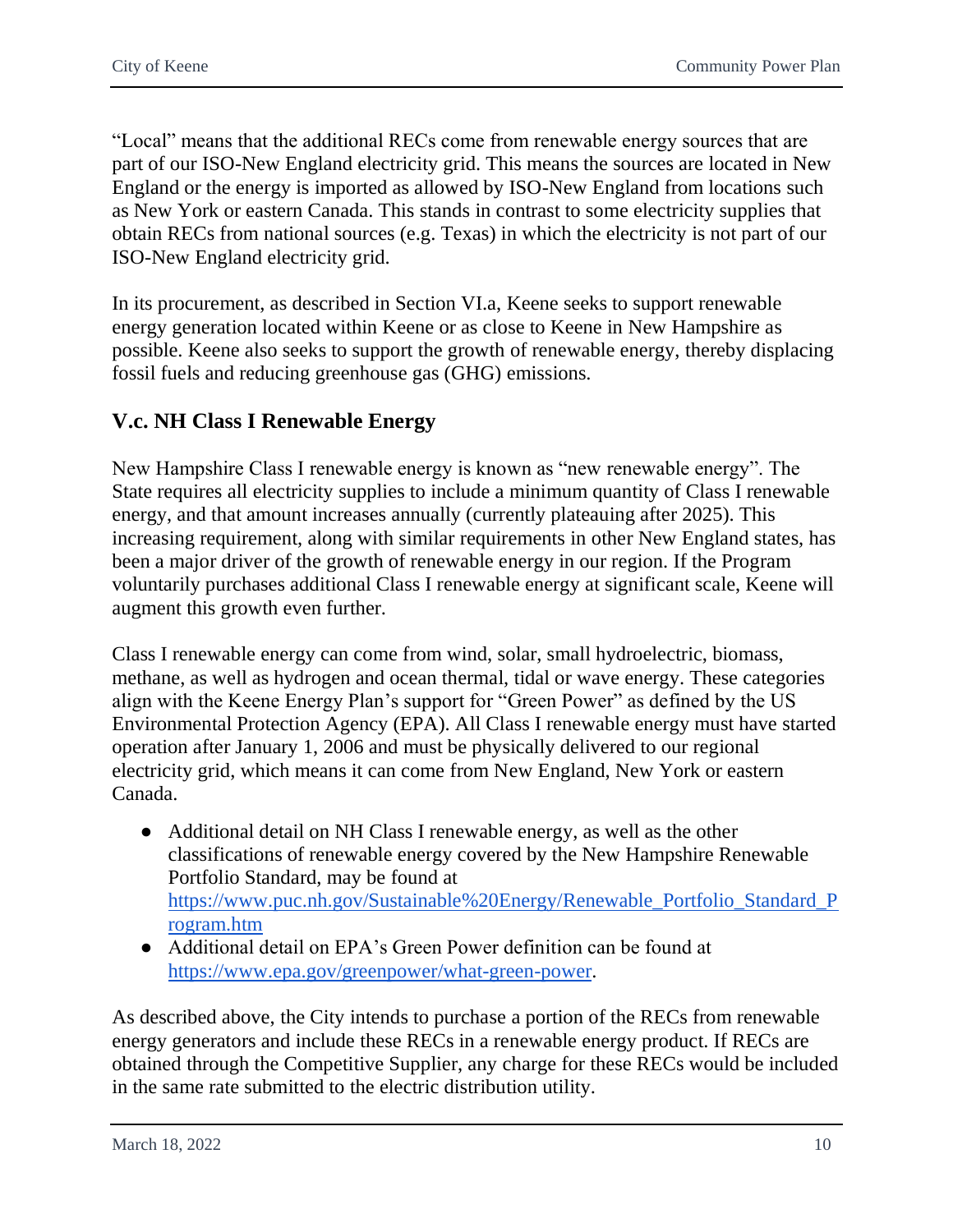"Local" means that the additional RECs come from renewable energy sources that are part of our ISO-New England electricity grid. This means the sources are located in New England or the energy is imported as allowed by ISO-New England from locations such as New York or eastern Canada. This stands in contrast to some electricity supplies that obtain RECs from national sources (e.g. Texas) in which the electricity is not part of our ISO-New England electricity grid.

In its procurement, as described in Section VI.a, Keene seeks to support renewable energy generation located within Keene or as close to Keene in New Hampshire as possible. Keene also seeks to support the growth of renewable energy, thereby displacing fossil fuels and reducing greenhouse gas (GHG) emissions.

## V.c. NH Class I Renewable Energy

New Hampshire Class I renewable energy is known as "new renewable energy". The State requires all electricity supplies to include a minimum quantity of Class I renewable energy, and that amount increases annually (currently plateauing after 2025). This increasing requirement, along with similar requirements in other New England states, has been a major driver of the growth of renewable energy in our region. If the Program voluntarily purchases additional Class I renewable energy at significant scale, Keene will augment this growth even further.

Class I renewable energy can come from wind, solar, small hydroelectric, biomass, methane, as well as hydrogen and ocean thermal, tidal or wave energy. These categories align with the Keene Energy Plan's support for "Green Power" as defined by the US Environmental Protection Agency (EPA). All Class I renewable energy must have started operation after January 1, 2006 and must be physically delivered to our regional electricity grid, which means it can come from New England, New York or eastern Canada.

- Additional detail on NH Class I renewable energy, as well as the other classifications of renewable energy covered by the New Hampshire Renewable Portfolio Standard, may be found at https://www.puc.nh.gov/Sustainable%20Energy/Renewable_Portfolio_Standard_Program.htm
- Additional detail on EPA's Green Power definition can be found at https://www.epa.gov/greenpower/what-green-power.

As described above, the City intends to purchase a portion of the RECs from renewable energy generators and include these RECs in a renewable energy product. If RECs are obtained through the Competitive Supplier, any charge for these RECs would be included in the same rate submitted to the electric distribution utility.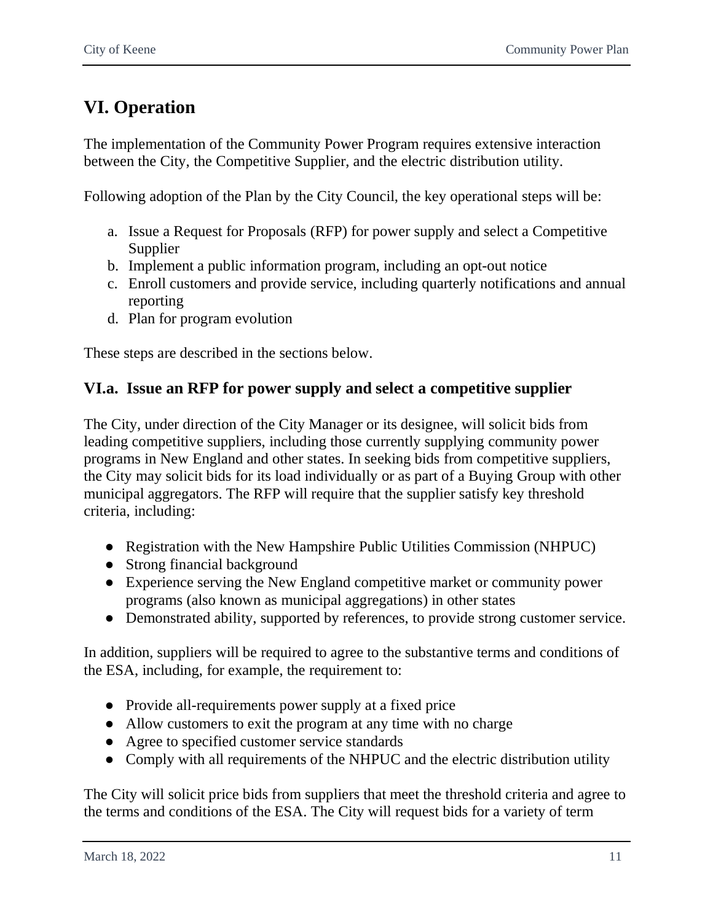# VI. Operation

The implementation of the Community Power Program requires extensive interaction between the City, the Competitive Supplier, and the electric distribution utility.

Following adoption of the Plan by the City Council, the key operational steps will be:

a. Issue a Request for Proposals (RFP) for power supply and select a Competitive Supplier
b. Implement a public information program, including an opt-out notice
c. Enroll customers and provide service, including quarterly notifications and annual reporting
d. Plan for program evolution

These steps are described in the sections below.

## VI.a. Issue an RFP for power supply and select a competitive supplier

The City, under direction of the City Manager or its designee, will solicit bids from leading competitive suppliers, including those currently supplying community power programs in New England and other states. In seeking bids from competitive suppliers, the City may solicit bids for its load individually or as part of a Buying Group with other municipal aggregators. The RFP will require that the supplier satisfy key threshold criteria, including:

- Registration with the New Hampshire Public Utilities Commission (NHPUC)
- Strong financial background
- Experience serving the New England competitive market or community power programs (also known as municipal aggregations) in other states
- Demonstrated ability, supported by references, to provide strong customer service.

In addition, suppliers will be required to agree to the substantive terms and conditions of the ESA, including, for example, the requirement to:

- Provide all-requirements power supply at a fixed price
- Allow customers to exit the program at any time with no charge
- Agree to specified customer service standards
- Comply with all requirements of the NHPUC and the electric distribution utility

The City will solicit price bids from suppliers that meet the threshold criteria and agree to the terms and conditions of the ESA. The City will request bids for a variety of term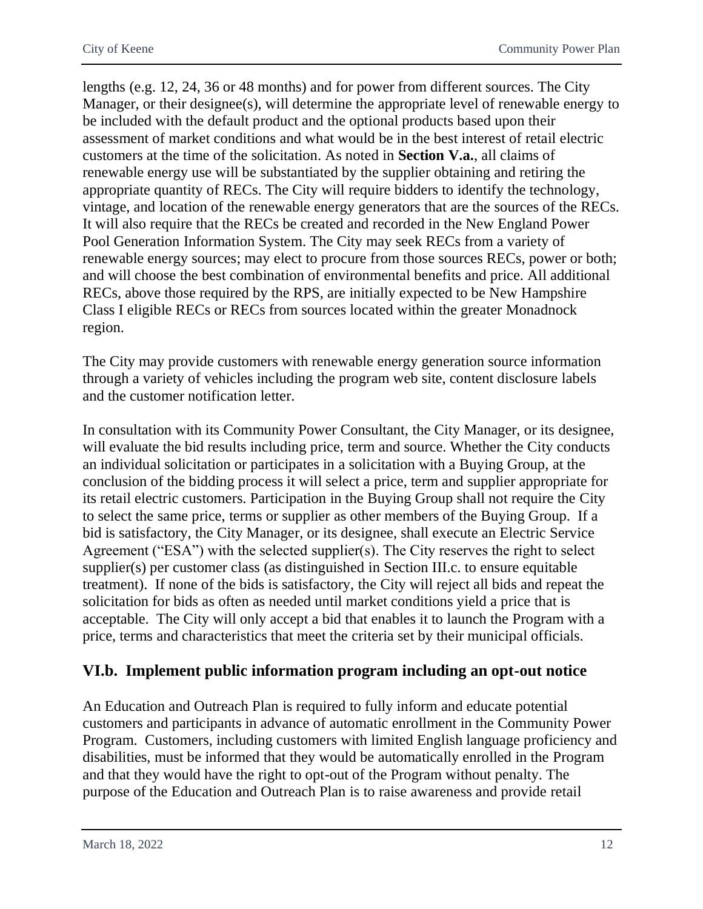lengths (e.g. 12, 24, 36 or 48 months) and for power from different sources. The City Manager, or their designee(s), will determine the appropriate level of renewable energy to be included with the default product and the optional products based upon their assessment of market conditions and what would be in the best interest of retail electric customers at the time of the solicitation. As noted in **Section V.a.**, all claims of renewable energy use will be substantiated by the supplier obtaining and retiring the appropriate quantity of RECs. The City will require bidders to identify the technology, vintage, and location of the renewable energy generators that are the sources of the RECs. It will also require that the RECs be created and recorded in the New England Power Pool Generation Information System. The City may seek RECs from a variety of renewable energy sources; may elect to procure from those sources RECs, power or both; and will choose the best combination of environmental benefits and price. All additional RECs, above those required by the RPS, are initially expected to be New Hampshire Class I eligible RECs or RECs from sources located within the greater Monadnock region.

The City may provide customers with renewable energy generation source information through a variety of vehicles including the program web site, content disclosure labels and the customer notification letter.

In consultation with its Community Power Consultant, the City Manager, or its designee, will evaluate the bid results including price, term and source. Whether the City conducts an individual solicitation or participates in a solicitation with a Buying Group, at the conclusion of the bidding process it will select a price, term and supplier appropriate for its retail electric customers. Participation in the Buying Group shall not require the City to select the same price, terms or supplier as other members of the Buying Group. If a bid is satisfactory, the City Manager, or its designee, shall execute an Electric Service Agreement ("ESA") with the selected supplier(s). The City reserves the right to select supplier(s) per customer class (as distinguished in Section III.c. to ensure equitable treatment). If none of the bids is satisfactory, the City will reject all bids and repeat the solicitation for bids as often as needed until market conditions yield a price that is acceptable. The City will only accept a bid that enables it to launch the Program with a price, terms and characteristics that meet the criteria set by their municipal officials.

## VI.b. Implement public information program including an opt-out notice

An Education and Outreach Plan is required to fully inform and educate potential customers and participants in advance of automatic enrollment in the Community Power Program. Customers, including customers with limited English language proficiency and disabilities, must be informed that they would be automatically enrolled in the Program and that they would have the right to opt-out of the Program without penalty. The purpose of the Education and Outreach Plan is to raise awareness and provide retail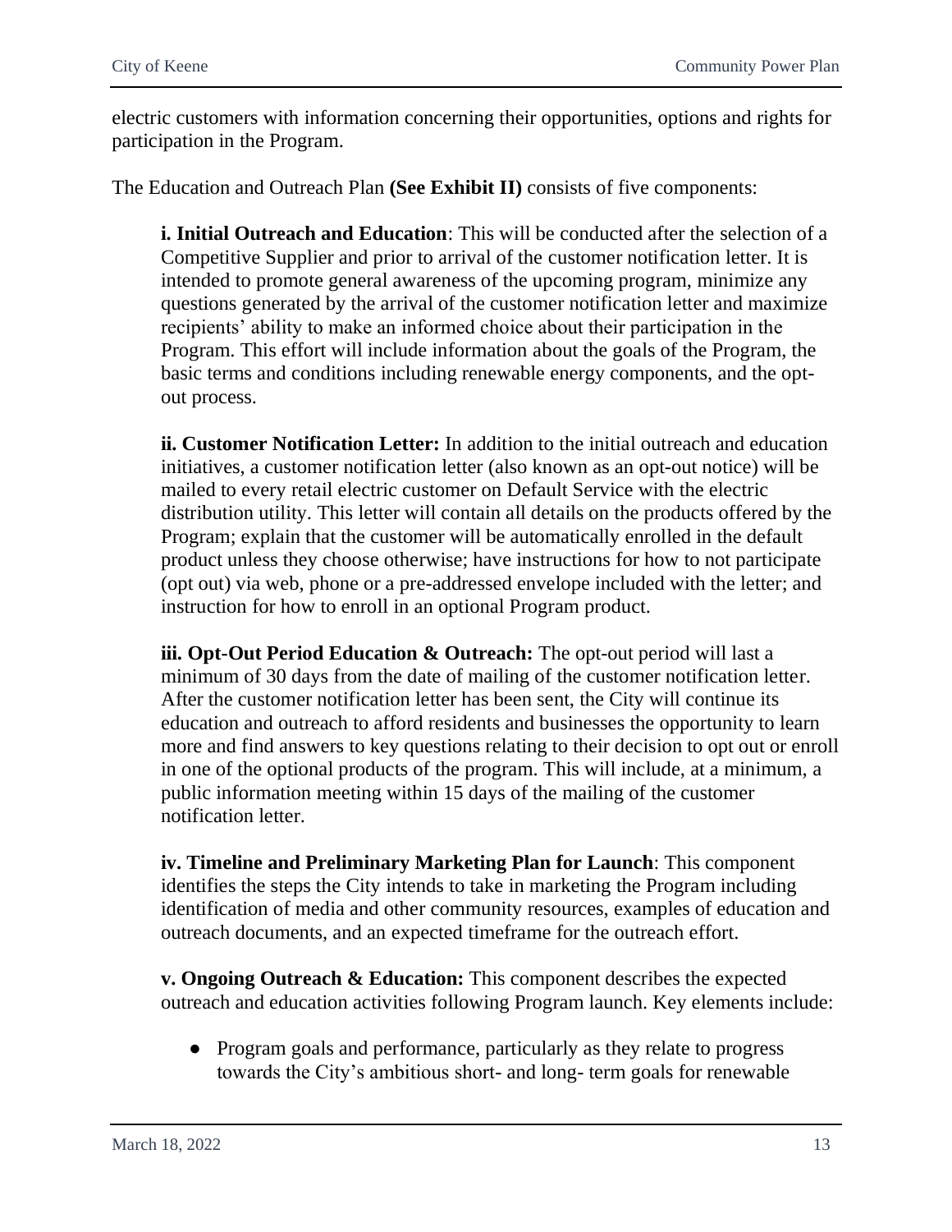electric customers with information concerning their opportunities, options and rights for participation in the Program.

The Education and Outreach Plan **(See Exhibit II)** consists of five components:

**i. Initial Outreach and Education**: This will be conducted after the selection of a Competitive Supplier and prior to arrival of the customer notification letter. It is intended to promote general awareness of the upcoming program, minimize any questions generated by the arrival of the customer notification letter and maximize recipients' ability to make an informed choice about their participation in the Program. This effort will include information about the goals of the Program, the basic terms and conditions including renewable energy components, and the opt-out process.

**ii. Customer Notification Letter:** In addition to the initial outreach and education initiatives, a customer notification letter (also known as an opt-out notice) will be mailed to every retail electric customer on Default Service with the electric distribution utility. This letter will contain all details on the products offered by the Program; explain that the customer will be automatically enrolled in the default product unless they choose otherwise; have instructions for how to not participate (opt out) via web, phone or a pre-addressed envelope included with the letter; and instruction for how to enroll in an optional Program product.

**iii. Opt-Out Period Education & Outreach:** The opt-out period will last a minimum of 30 days from the date of mailing of the customer notification letter. After the customer notification letter has been sent, the City will continue its education and outreach to afford residents and businesses the opportunity to learn more and find answers to key questions relating to their decision to opt out or enroll in one of the optional products of the program. This will include, at a minimum, a public information meeting within 15 days of the mailing of the customer notification letter.

**iv. Timeline and Preliminary Marketing Plan for Launch**: This component identifies the steps the City intends to take in marketing the Program including identification of media and other community resources, examples of education and outreach documents, and an expected timeframe for the outreach effort.

**v. Ongoing Outreach & Education:** This component describes the expected outreach and education activities following Program launch. Key elements include:

- Program goals and performance, particularly as they relate to progress towards the City's ambitious short- and long- term goals for renewable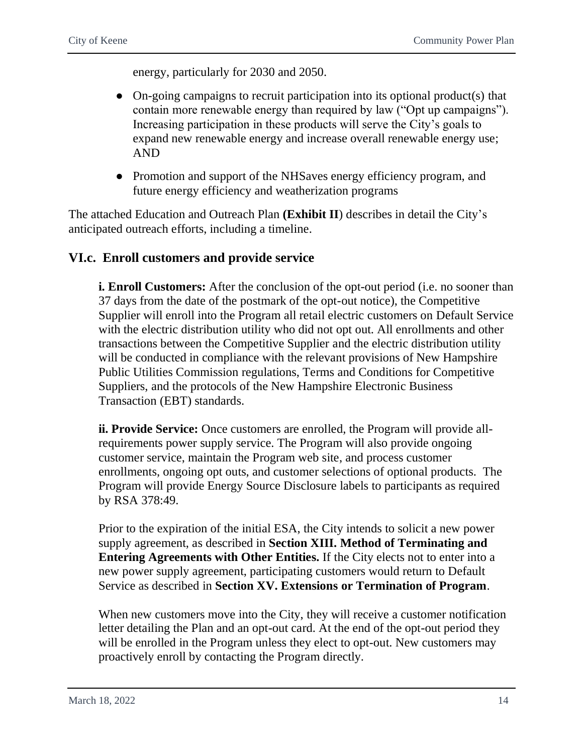energy, particularly for 2030 and 2050.

- On-going campaigns to recruit participation into its optional product(s) that contain more renewable energy than required by law ("Opt up campaigns"). Increasing participation in these products will serve the City's goals to expand new renewable energy and increase overall renewable energy use; AND
- Promotion and support of the NHSaves energy efficiency program, and future energy efficiency and weatherization programs

The attached Education and Outreach Plan **(Exhibit II**) describes in detail the City's anticipated outreach efforts, including a timeline.

## VI.c. Enroll customers and provide service

**i. Enroll Customers:** After the conclusion of the opt-out period (i.e. no sooner than 37 days from the date of the postmark of the opt-out notice), the Competitive Supplier will enroll into the Program all retail electric customers on Default Service with the electric distribution utility who did not opt out. All enrollments and other transactions between the Competitive Supplier and the electric distribution utility will be conducted in compliance with the relevant provisions of New Hampshire Public Utilities Commission regulations, Terms and Conditions for Competitive Suppliers, and the protocols of the New Hampshire Electronic Business Transaction (EBT) standards.

**ii. Provide Service:** Once customers are enrolled, the Program will provide all-requirements power supply service. The Program will also provide ongoing customer service, maintain the Program web site, and process customer enrollments, ongoing opt outs, and customer selections of optional products. The Program will provide Energy Source Disclosure labels to participants as required by RSA 378:49.

Prior to the expiration of the initial ESA, the City intends to solicit a new power supply agreement, as described in **Section XIII. Method of Terminating and Entering Agreements with Other Entities.** If the City elects not to enter into a new power supply agreement, participating customers would return to Default Service as described in **Section XV. Extensions or Termination of Program**.

When new customers move into the City, they will receive a customer notification letter detailing the Plan and an opt-out card. At the end of the opt-out period they will be enrolled in the Program unless they elect to opt-out. New customers may proactively enroll by contacting the Program directly.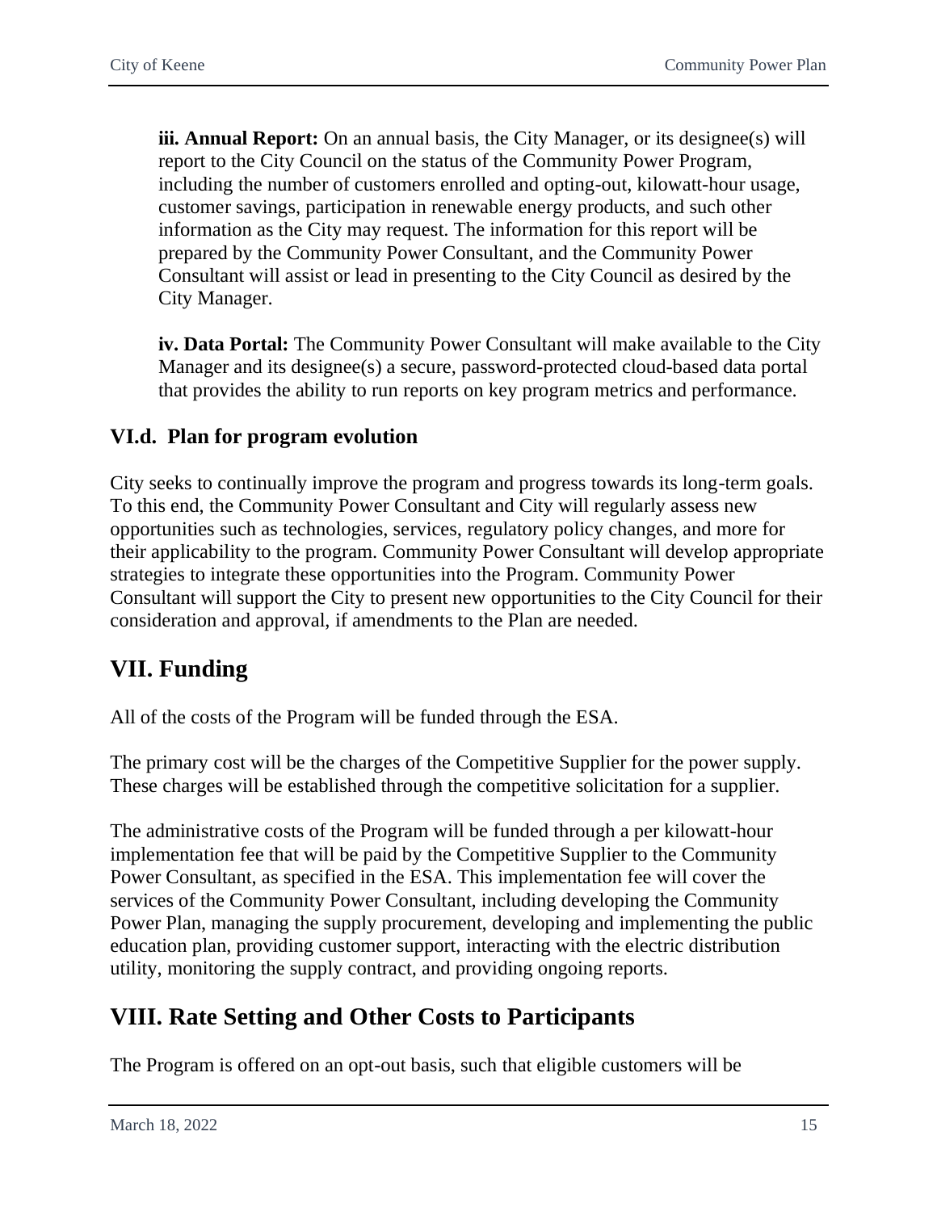**iii. Annual Report:** On an annual basis, the City Manager, or its designee(s) will report to the City Council on the status of the Community Power Program, including the number of customers enrolled and opting-out, kilowatt-hour usage, customer savings, participation in renewable energy products, and such other information as the City may request. The information for this report will be prepared by the Community Power Consultant, and the Community Power Consultant will assist or lead in presenting to the City Council as desired by the City Manager.

**iv. Data Portal:** The Community Power Consultant will make available to the City Manager and its designee(s) a secure, password-protected cloud-based data portal that provides the ability to run reports on key program metrics and performance.

### VI.d. Plan for program evolution

City seeks to continually improve the program and progress towards its long-term goals. To this end, the Community Power Consultant and City will regularly assess new opportunities such as technologies, services, regulatory policy changes, and more for their applicability to the program. Community Power Consultant will develop appropriate strategies to integrate these opportunities into the Program. Community Power Consultant will support the City to present new opportunities to the City Council for their consideration and approval, if amendments to the Plan are needed.

## VII. Funding

All of the costs of the Program will be funded through the ESA.

The primary cost will be the charges of the Competitive Supplier for the power supply. These charges will be established through the competitive solicitation for a supplier.

The administrative costs of the Program will be funded through a per kilowatt-hour implementation fee that will be paid by the Competitive Supplier to the Community Power Consultant, as specified in the ESA. This implementation fee will cover the services of the Community Power Consultant, including developing the Community Power Plan, managing the supply procurement, developing and implementing the public education plan, providing customer support, interacting with the electric distribution utility, monitoring the supply contract, and providing ongoing reports.

## VIII. Rate Setting and Other Costs to Participants

The Program is offered on an opt-out basis, such that eligible customers will be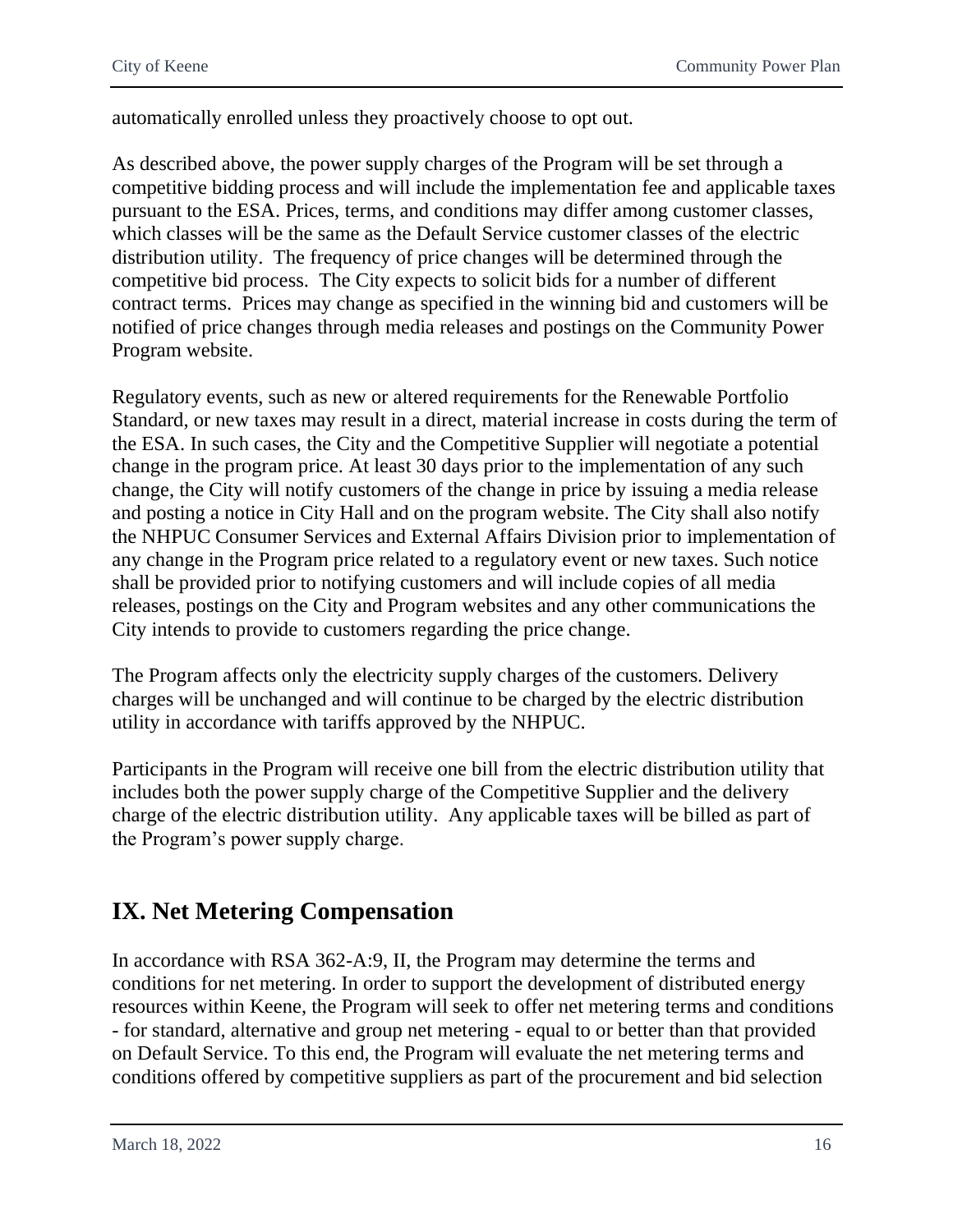automatically enrolled unless they proactively choose to opt out.

As described above, the power supply charges of the Program will be set through a competitive bidding process and will include the implementation fee and applicable taxes pursuant to the ESA. Prices, terms, and conditions may differ among customer classes, which classes will be the same as the Default Service customer classes of the electric distribution utility. The frequency of price changes will be determined through the competitive bid process. The City expects to solicit bids for a number of different contract terms. Prices may change as specified in the winning bid and customers will be notified of price changes through media releases and postings on the Community Power Program website.

Regulatory events, such as new or altered requirements for the Renewable Portfolio Standard, or new taxes may result in a direct, material increase in costs during the term of the ESA. In such cases, the City and the Competitive Supplier will negotiate a potential change in the program price. At least 30 days prior to the implementation of any such change, the City will notify customers of the change in price by issuing a media release and posting a notice in City Hall and on the program website. The City shall also notify the NHPUC Consumer Services and External Affairs Division prior to implementation of any change in the Program price related to a regulatory event or new taxes. Such notice shall be provided prior to notifying customers and will include copies of all media releases, postings on the City and Program websites and any other communications the City intends to provide to customers regarding the price change.

The Program affects only the electricity supply charges of the customers. Delivery charges will be unchanged and will continue to be charged by the electric distribution utility in accordance with tariffs approved by the NHPUC.

Participants in the Program will receive one bill from the electric distribution utility that includes both the power supply charge of the Competitive Supplier and the delivery charge of the electric distribution utility. Any applicable taxes will be billed as part of the Program's power supply charge.

## IX. Net Metering Compensation

In accordance with RSA 362-A:9, II, the Program may determine the terms and conditions for net metering. In order to support the development of distributed energy resources within Keene, the Program will seek to offer net metering terms and conditions - for standard, alternative and group net metering - equal to or better than that provided on Default Service. To this end, the Program will evaluate the net metering terms and conditions offered by competitive suppliers as part of the procurement and bid selection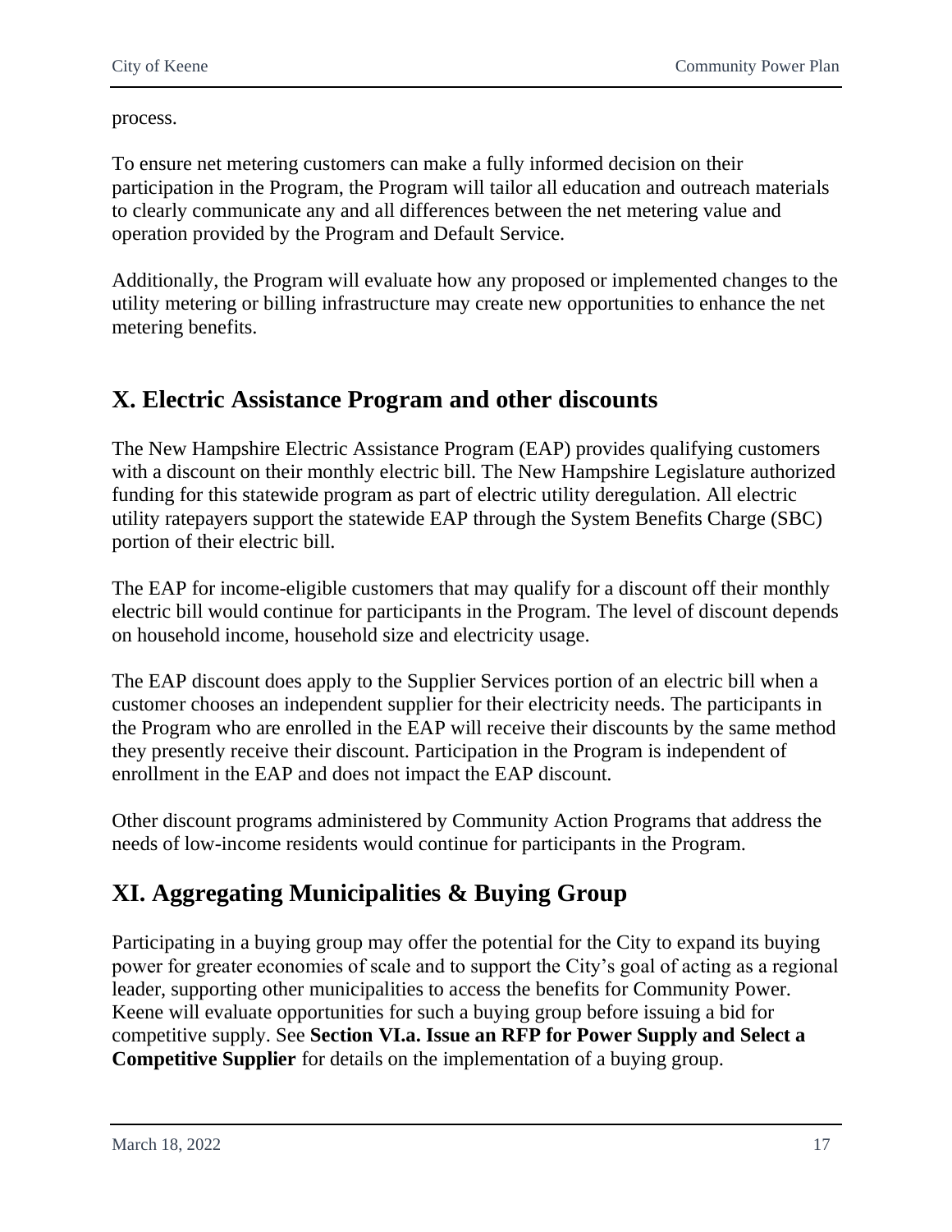process.

To ensure net metering customers can make a fully informed decision on their participation in the Program, the Program will tailor all education and outreach materials to clearly communicate any and all differences between the net metering value and operation provided by the Program and Default Service.

Additionally, the Program will evaluate how any proposed or implemented changes to the utility metering or billing infrastructure may create new opportunities to enhance the net metering benefits.

## X. Electric Assistance Program and other discounts

The New Hampshire Electric Assistance Program (EAP) provides qualifying customers with a discount on their monthly electric bill. The New Hampshire Legislature authorized funding for this statewide program as part of electric utility deregulation. All electric utility ratepayers support the statewide EAP through the System Benefits Charge (SBC) portion of their electric bill.

The EAP for income-eligible customers that may qualify for a discount off their monthly electric bill would continue for participants in the Program. The level of discount depends on household income, household size and electricity usage.

The EAP discount does apply to the Supplier Services portion of an electric bill when a customer chooses an independent supplier for their electricity needs. The participants in the Program who are enrolled in the EAP will receive their discounts by the same method they presently receive their discount. Participation in the Program is independent of enrollment in the EAP and does not impact the EAP discount.

Other discount programs administered by Community Action Programs that address the needs of low-income residents would continue for participants in the Program.

## XI. Aggregating Municipalities & Buying Group

Participating in a buying group may offer the potential for the City to expand its buying power for greater economies of scale and to support the City's goal of acting as a regional leader, supporting other municipalities to access the benefits for Community Power. Keene will evaluate opportunities for such a buying group before issuing a bid for competitive supply. See **Section VI.a. Issue an RFP for Power Supply and Select a Competitive Supplier** for details on the implementation of a buying group.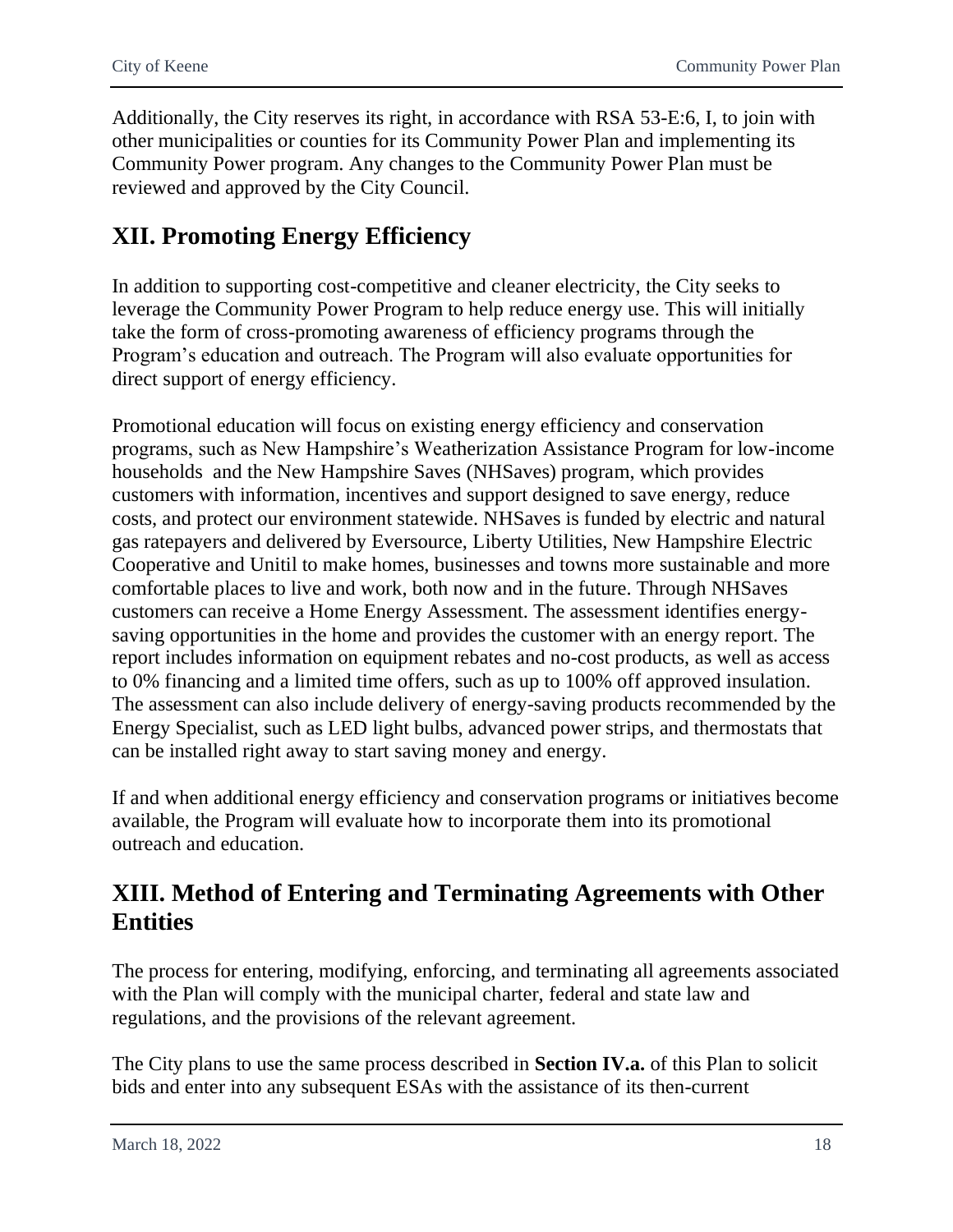Additionally, the City reserves its right, in accordance with RSA 53-E:6, I, to join with other municipalities or counties for its Community Power Plan and implementing its Community Power program. Any changes to the Community Power Plan must be reviewed and approved by the City Council.

## XII. Promoting Energy Efficiency

In addition to supporting cost-competitive and cleaner electricity, the City seeks to leverage the Community Power Program to help reduce energy use. This will initially take the form of cross-promoting awareness of efficiency programs through the Program's education and outreach. The Program will also evaluate opportunities for direct support of energy efficiency.

Promotional education will focus on existing energy efficiency and conservation programs, such as New Hampshire's Weatherization Assistance Program for low-income households and the New Hampshire Saves (NHSaves) program, which provides customers with information, incentives and support designed to save energy, reduce costs, and protect our environment statewide. NHSaves is funded by electric and natural gas ratepayers and delivered by Eversource, Liberty Utilities, New Hampshire Electric Cooperative and Unitil to make homes, businesses and towns more sustainable and more comfortable places to live and work, both now and in the future. Through NHSaves customers can receive a Home Energy Assessment. The assessment identifies energy-saving opportunities in the home and provides the customer with an energy report. The report includes information on equipment rebates and no-cost products, as well as access to 0% financing and a limited time offers, such as up to 100% off approved insulation. The assessment can also include delivery of energy-saving products recommended by the Energy Specialist, such as LED light bulbs, advanced power strips, and thermostats that can be installed right away to start saving money and energy.

If and when additional energy efficiency and conservation programs or initiatives become available, the Program will evaluate how to incorporate them into its promotional outreach and education.

## XIII. Method of Entering and Terminating Agreements with Other Entities

The process for entering, modifying, enforcing, and terminating all agreements associated with the Plan will comply with the municipal charter, federal and state law and regulations, and the provisions of the relevant agreement.

The City plans to use the same process described in **Section IV.a.** of this Plan to solicit bids and enter into any subsequent ESAs with the assistance of its then-current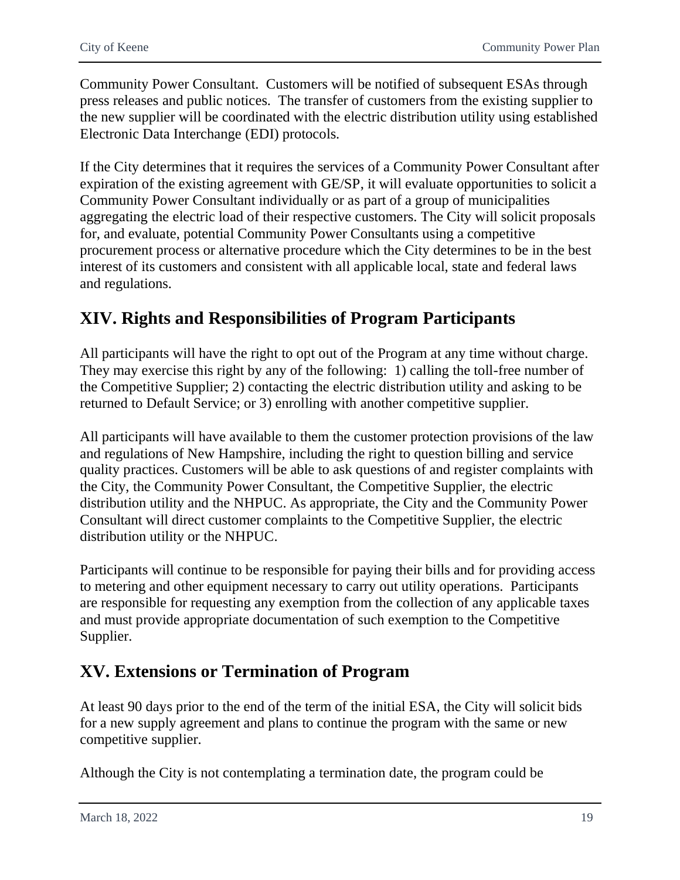Community Power Consultant. Customers will be notified of subsequent ESAs through press releases and public notices. The transfer of customers from the existing supplier to the new supplier will be coordinated with the electric distribution utility using established Electronic Data Interchange (EDI) protocols.

If the City determines that it requires the services of a Community Power Consultant after expiration of the existing agreement with GE/SP, it will evaluate opportunities to solicit a Community Power Consultant individually or as part of a group of municipalities aggregating the electric load of their respective customers. The City will solicit proposals for, and evaluate, potential Community Power Consultants using a competitive procurement process or alternative procedure which the City determines to be in the best interest of its customers and consistent with all applicable local, state and federal laws and regulations.

## XIV. Rights and Responsibilities of Program Participants

All participants will have the right to opt out of the Program at any time without charge. They may exercise this right by any of the following: 1) calling the toll-free number of the Competitive Supplier; 2) contacting the electric distribution utility and asking to be returned to Default Service; or 3) enrolling with another competitive supplier.

All participants will have available to them the customer protection provisions of the law and regulations of New Hampshire, including the right to question billing and service quality practices. Customers will be able to ask questions of and register complaints with the City, the Community Power Consultant, the Competitive Supplier, the electric distribution utility and the NHPUC. As appropriate, the City and the Community Power Consultant will direct customer complaints to the Competitive Supplier, the electric distribution utility or the NHPUC.

Participants will continue to be responsible for paying their bills and for providing access to metering and other equipment necessary to carry out utility operations. Participants are responsible for requesting any exemption from the collection of any applicable taxes and must provide appropriate documentation of such exemption to the Competitive Supplier.

## XV. Extensions or Termination of Program

At least 90 days prior to the end of the term of the initial ESA, the City will solicit bids for a new supply agreement and plans to continue the program with the same or new competitive supplier.

Although the City is not contemplating a termination date, the program could be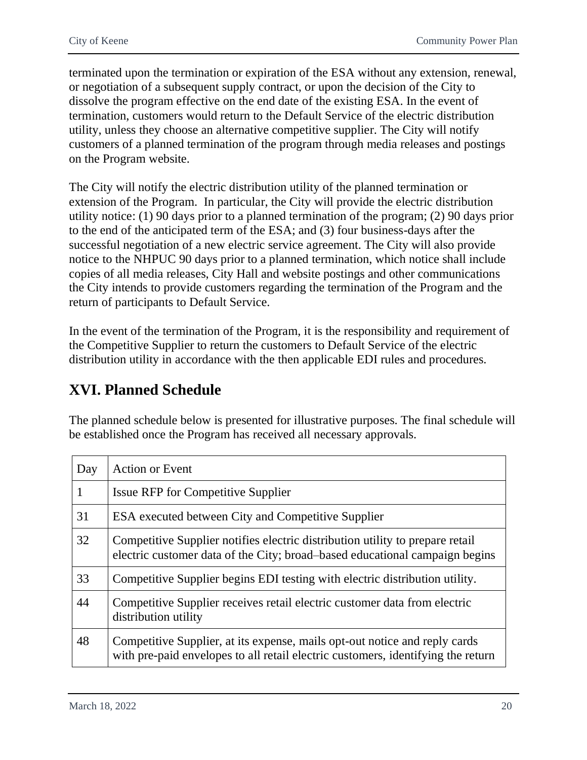terminated upon the termination or expiration of the ESA without any extension, renewal, or negotiation of a subsequent supply contract, or upon the decision of the City to dissolve the program effective on the end date of the existing ESA. In the event of termination, customers would return to the Default Service of the electric distribution utility, unless they choose an alternative competitive supplier. The City will notify customers of a planned termination of the program through media releases and postings on the Program website.

The City will notify the electric distribution utility of the planned termination or extension of the Program. In particular, the City will provide the electric distribution utility notice: (1) 90 days prior to a planned termination of the program; (2) 90 days prior to the end of the anticipated term of the ESA; and (3) four business-days after the successful negotiation of a new electric service agreement. The City will also provide notice to the NHPUC 90 days prior to a planned termination, which notice shall include copies of all media releases, City Hall and website postings and other communications the City intends to provide customers regarding the termination of the Program and the return of participants to Default Service.

In the event of the termination of the Program, it is the responsibility and requirement of the Competitive Supplier to return the customers to Default Service of the electric distribution utility in accordance with the then applicable EDI rules and procedures.

## XVI. Planned Schedule

The planned schedule below is presented for illustrative purposes. The final schedule will be established once the Program has received all necessary approvals.

| Day | Action or Event |
|---|---|
| 1 | Issue RFP for Competitive Supplier |
| 31 | ESA executed between City and Competitive Supplier |
| 32 | Competitive Supplier notifies electric distribution utility to prepare retail electric customer data of the City; broad–based educational campaign begins |
| 33 | Competitive Supplier begins EDI testing with electric distribution utility. |
| 44 | Competitive Supplier receives retail electric customer data from electric distribution utility |
| 48 | Competitive Supplier, at its expense, mails opt-out notice and reply cards with pre-paid envelopes to all retail electric customers, identifying the return |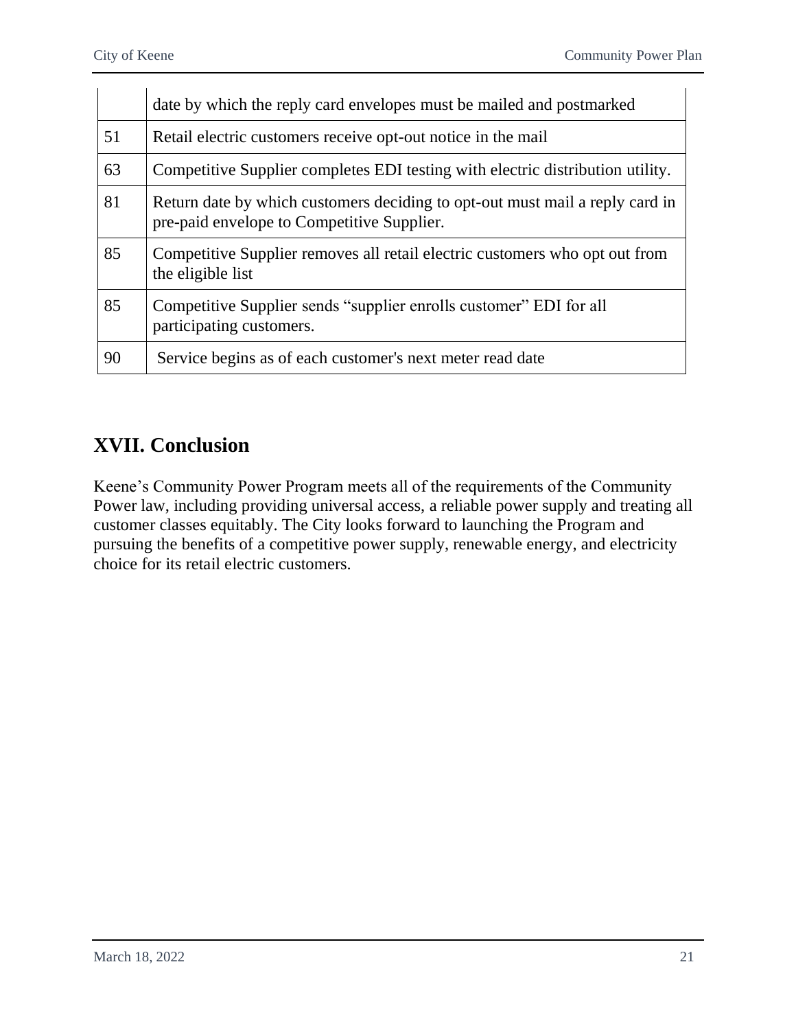| | |
|---|---|
| | date by which the reply card envelopes must be mailed and postmarked |
| 51 | Retail electric customers receive opt-out notice in the mail |
| 63 | Competitive Supplier completes EDI testing with electric distribution utility. |
| 81 | Return date by which customers deciding to opt-out must mail a reply card in pre-paid envelope to Competitive Supplier. |
| 85 | Competitive Supplier removes all retail electric customers who opt out from the eligible list |
| 85 | Competitive Supplier sends "supplier enrolls customer" EDI for all participating customers. |
| 90 | Service begins as of each customer's next meter read date |

## XVII. Conclusion

Keene's Community Power Program meets all of the requirements of the Community Power law, including providing universal access, a reliable power supply and treating all customer classes equitably. The City looks forward to launching the Program and pursuing the benefits of a competitive power supply, renewable energy, and electricity choice for its retail electric customers.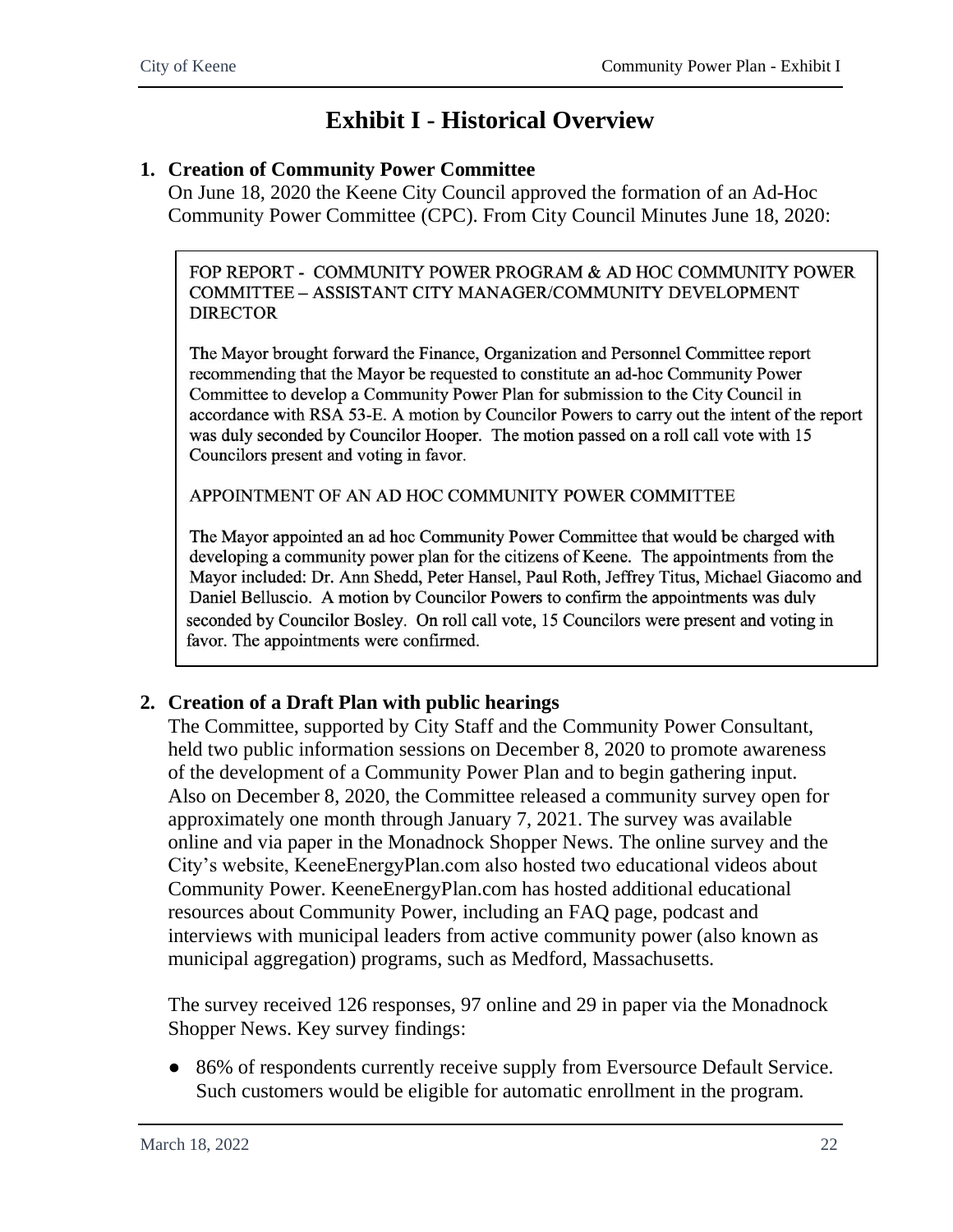# Exhibit I - Historical Overview

1. **Creation of Community Power Committee**

   On June 18, 2020 the Keene City Council approved the formation of an Ad-Hoc Community Power Committee (CPC). From City Council Minutes June 18, 2020:

> FOP REPORT - COMMUNITY POWER PROGRAM & AD HOC COMMUNITY POWER COMMITTEE – ASSISTANT CITY MANAGER/COMMUNITY DEVELOPMENT DIRECTOR
>
> The Mayor brought forward the Finance, Organization and Personnel Committee report recommending that the Mayor be requested to constitute an ad-hoc Community Power Committee to develop a Community Power Plan for submission to the City Council in accordance with RSA 53-E. A motion by Councilor Powers to carry out the intent of the report was duly seconded by Councilor Hooper. The motion passed on a roll call vote with 15 Councilors present and voting in favor.
>
> APPOINTMENT OF AN AD HOC COMMUNITY POWER COMMITTEE
>
> The Mayor appointed an ad hoc Community Power Committee that would be charged with developing a community power plan for the citizens of Keene. The appointments from the Mayor included: Dr. Ann Shedd, Peter Hansel, Paul Roth, Jeffrey Titus, Michael Giacomo and Daniel Belluscio. A motion by Councilor Powers to confirm the appointments was duly seconded by Councilor Bosley. On roll call vote, 15 Councilors were present and voting in favor. The appointments were confirmed.

2. **Creation of a Draft Plan with public hearings**

   The Committee, supported by City Staff and the Community Power Consultant, held two public information sessions on December 8, 2020 to promote awareness of the development of a Community Power Plan and to begin gathering input. Also on December 8, 2020, the Committee released a community survey open for approximately one month through January 7, 2021. The survey was available online and via paper in the Monadnock Shopper News. The online survey and the City's website, KeeneEnergyPlan.com also hosted two educational videos about Community Power. KeeneEnergyPlan.com has hosted additional educational resources about Community Power, including an FAQ page, podcast and interviews with municipal leaders from active community power (also known as municipal aggregation) programs, such as Medford, Massachusetts.

   The survey received 126 responses, 97 online and 29 in paper via the Monadnock Shopper News. Key survey findings:

   - 86% of respondents currently receive supply from Eversource Default Service. Such customers would be eligible for automatic enrollment in the program.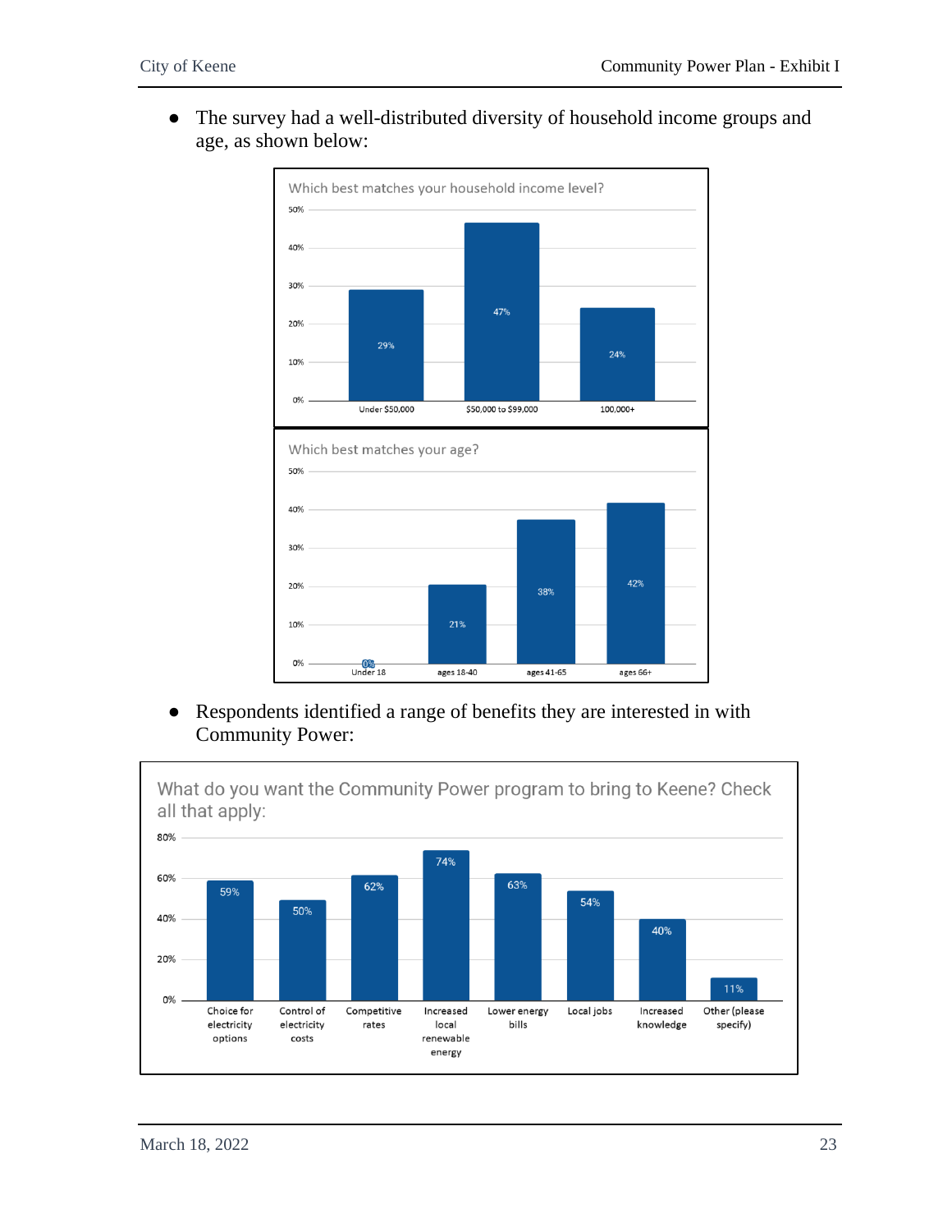- The survey had a well-distributed diversity of household income groups and age, as shown below:

**Which best matches your household income level?**

| Household income | Percent |
|---|---|
| Under $50,000 | 29% |
| $50,000 to $99,000 | 47% |
| 100,000+ | 24% |

**Which best matches your age?**

| Age | Percent |
|---|---|
| Under 18 | 0% |
| ages 18-40 | 21% |
| ages 41-65 | 38% |
| ages 66+ | 42% |

- Respondents identified a range of benefits they are interested in with Community Power:

**What do you want the Community Power program to bring to Keene? Check all that apply:**

| Benefit | Percent |
|---|---|
| Choice for electricity options | 59% |
| Control of electricity costs | 50% |
| Competitive rates | 62% |
| Increased local renewable energy | 74% |
| Lower energy bills | 63% |
| Local jobs | 54% |
| Increased knowledge | 40% |
| Other (please specify) | 11% |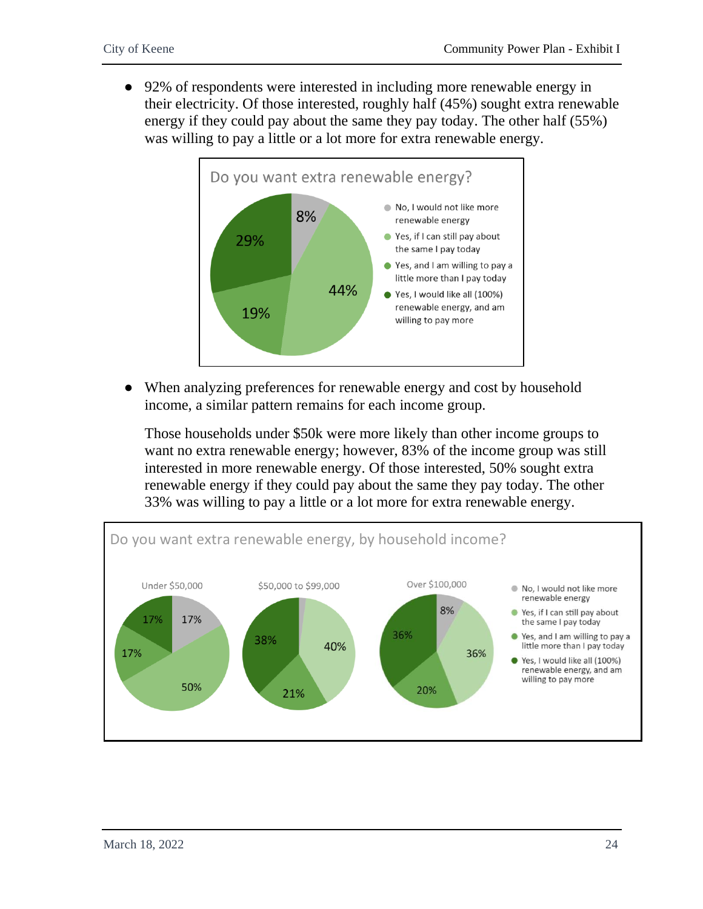- 92% of respondents were interested in including more renewable energy in their electricity. Of those interested, roughly half (45%) sought extra renewable energy if they could pay about the same they pay today. The other half (55%) was willing to pay a little or a lot more for extra renewable energy.

Do you want extra renewable energy?

- No, I would not like more renewable energy: 8%
- Yes, if I can still pay about the same I pay today: 44%
- Yes, and I am willing to pay a little more than I pay today: 19%
- Yes, I would like all (100%) renewable energy, and am willing to pay more: 29%

- When analyzing preferences for renewable energy and cost by household income, a similar pattern remains for each income group.

  Those households under $50k were more likely than other income groups to want no extra renewable energy; however, 83% of the income group was still interested in more renewable energy. Of those interested, 50% sought extra renewable energy if they could pay about the same they pay today. The other 33% was willing to pay a little or a lot more for extra renewable energy.

Do you want extra renewable energy, by household income?

| Response | Under $50,000 | $50,000 to $99,000 | Over $100,000 |
| --- | --- | --- | --- |
| No, I would not like more renewable energy | 17% | | 8% |
| Yes, if I can still pay about the same I pay today | 50% | 40% | 36% |
| Yes, and I am willing to pay a little more than I pay today | 17% | 21% | 20% |
| Yes, I would like all (100%) renewable energy, and am willing to pay more | 17% | 38% | 36% |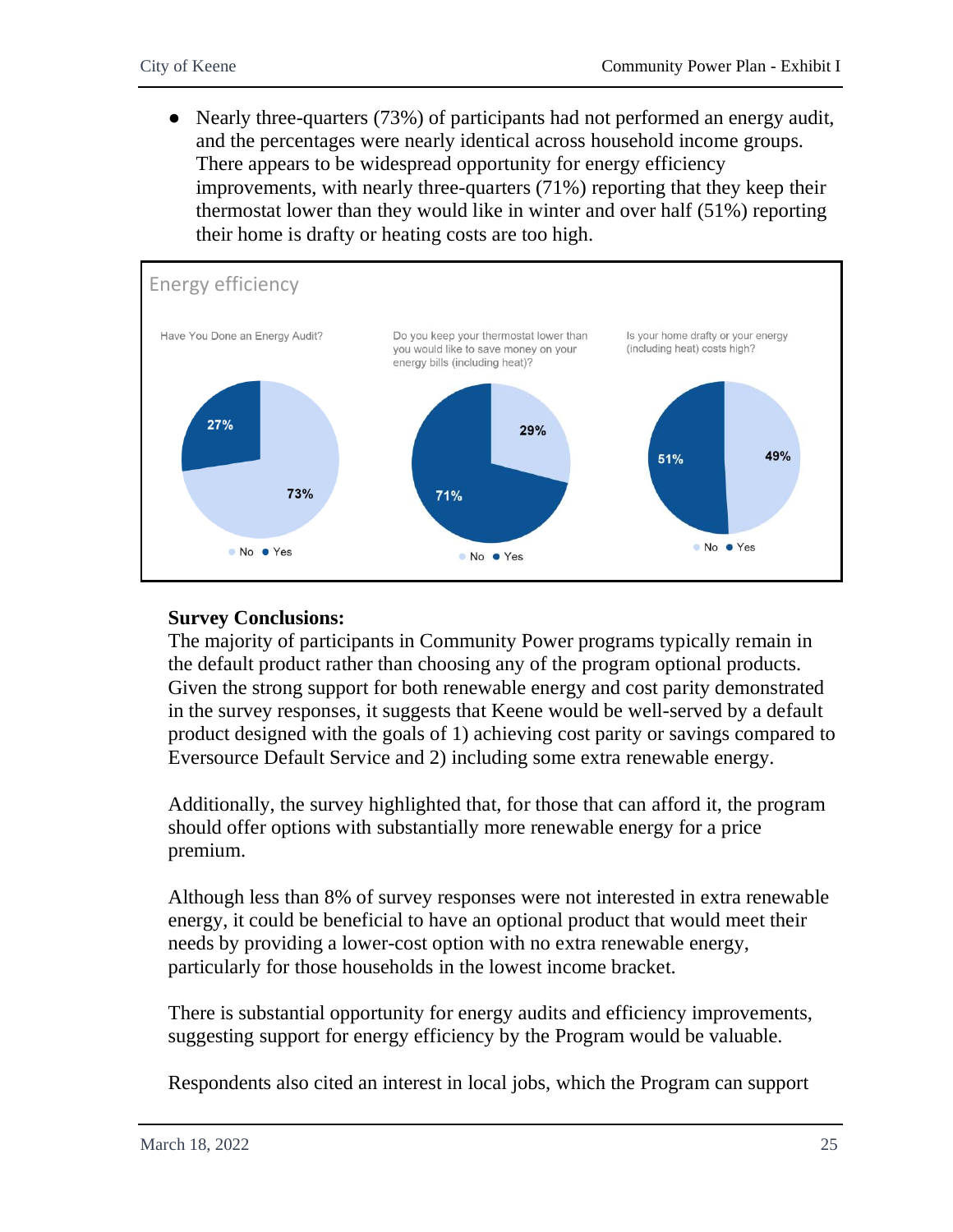- Nearly three-quarters (73%) of participants had not performed an energy audit, and the percentages were nearly identical across household income groups. There appears to be widespread opportunity for energy efficiency improvements, with nearly three-quarters (71%) reporting that they keep their thermostat lower than they would like in winter and over half (51%) reporting their home is drafty or heating costs are too high.

Energy efficiency

| Question | No | Yes |
|---|---|---|
| Have You Done an Energy Audit? | 73% | 27% |
| Do you keep your thermostat lower than you would like to save money on your energy bills (including heat)? | 29% | 71% |
| Is your home drafty or your energy (including heat) costs high? | 49% | 51% |

**Survey Conclusions:**

The majority of participants in Community Power programs typically remain in the default product rather than choosing any of the program optional products. Given the strong support for both renewable energy and cost parity demonstrated in the survey responses, it suggests that Keene would be well-served by a default product designed with the goals of 1) achieving cost parity or savings compared to Eversource Default Service and 2) including some extra renewable energy.

Additionally, the survey highlighted that, for those that can afford it, the program should offer options with substantially more renewable energy for a price premium.

Although less than 8% of survey responses were not interested in extra renewable energy, it could be beneficial to have an optional product that would meet their needs by providing a lower-cost option with no extra renewable energy, particularly for those households in the lowest income bracket.

There is substantial opportunity for energy audits and efficiency improvements, suggesting support for energy efficiency by the Program would be valuable.

Respondents also cited an interest in local jobs, which the Program can support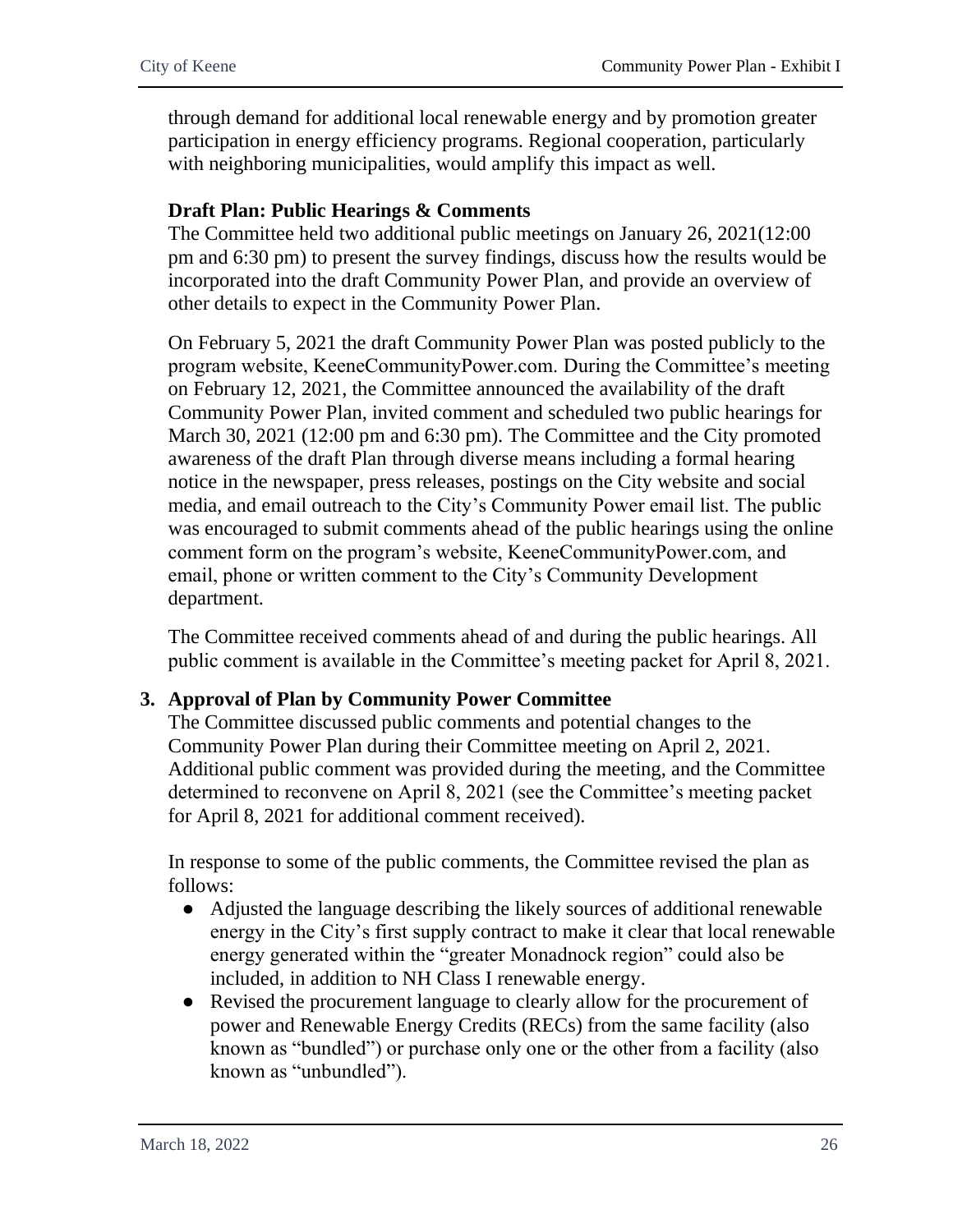through demand for additional local renewable energy and by promotion greater participation in energy efficiency programs. Regional cooperation, particularly with neighboring municipalities, would amplify this impact as well.

**Draft Plan: Public Hearings & Comments**

The Committee held two additional public meetings on January 26, 2021(12:00 pm and 6:30 pm) to present the survey findings, discuss how the results would be incorporated into the draft Community Power Plan, and provide an overview of other details to expect in the Community Power Plan.

On February 5, 2021 the draft Community Power Plan was posted publicly to the program website, KeeneCommunityPower.com. During the Committee's meeting on February 12, 2021, the Committee announced the availability of the draft Community Power Plan, invited comment and scheduled two public hearings for March 30, 2021 (12:00 pm and 6:30 pm). The Committee and the City promoted awareness of the draft Plan through diverse means including a formal hearing notice in the newspaper, press releases, postings on the City website and social media, and email outreach to the City's Community Power email list. The public was encouraged to submit comments ahead of the public hearings using the online comment form on the program's website, KeeneCommunityPower.com, and email, phone or written comment to the City's Community Development department.

The Committee received comments ahead of and during the public hearings. All public comment is available in the Committee's meeting packet for April 8, 2021.

**3. Approval of Plan by Community Power Committee**

The Committee discussed public comments and potential changes to the Community Power Plan during their Committee meeting on April 2, 2021. Additional public comment was provided during the meeting, and the Committee determined to reconvene on April 8, 2021 (see the Committee's meeting packet for April 8, 2021 for additional comment received).

In response to some of the public comments, the Committee revised the plan as follows:

- Adjusted the language describing the likely sources of additional renewable energy in the City's first supply contract to make it clear that local renewable energy generated within the "greater Monadnock region" could also be included, in addition to NH Class I renewable energy.
- Revised the procurement language to clearly allow for the procurement of power and Renewable Energy Credits (RECs) from the same facility (also known as "bundled") or purchase only one or the other from a facility (also known as "unbundled").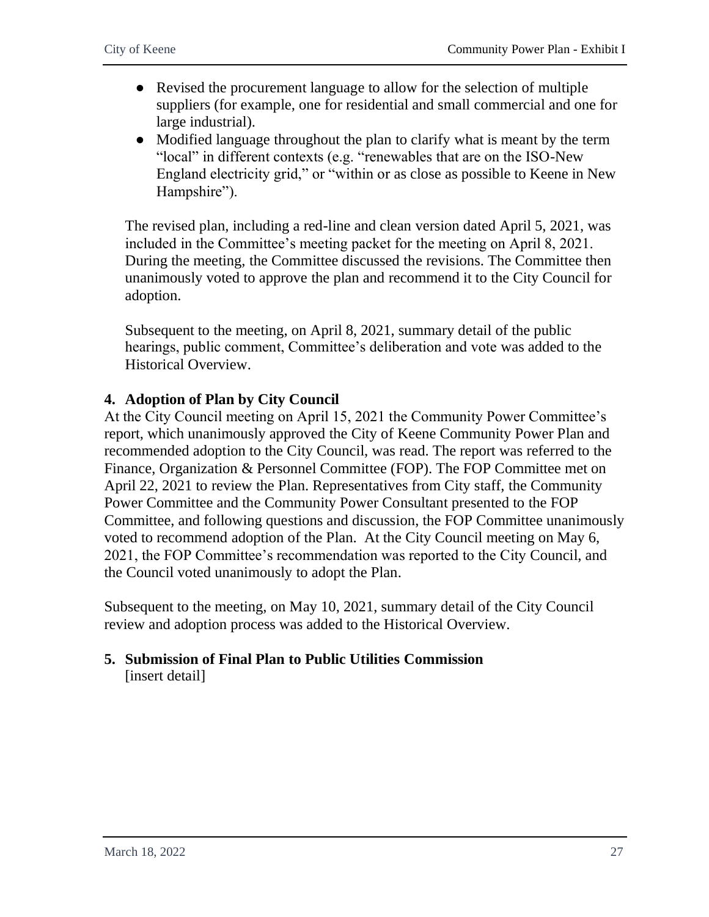- Revised the procurement language to allow for the selection of multiple suppliers (for example, one for residential and small commercial and one for large industrial).
- Modified language throughout the plan to clarify what is meant by the term "local" in different contexts (e.g. "renewables that are on the ISO-New England electricity grid," or "within or as close as possible to Keene in New Hampshire").

The revised plan, including a red-line and clean version dated April 5, 2021, was included in the Committee's meeting packet for the meeting on April 8, 2021. During the meeting, the Committee discussed the revisions. The Committee then unanimously voted to approve the plan and recommend it to the City Council for adoption.

Subsequent to the meeting, on April 8, 2021, summary detail of the public hearings, public comment, Committee's deliberation and vote was added to the Historical Overview.

**4. Adoption of Plan by City Council**

At the City Council meeting on April 15, 2021 the Community Power Committee's report, which unanimously approved the City of Keene Community Power Plan and recommended adoption to the City Council, was read. The report was referred to the Finance, Organization & Personnel Committee (FOP). The FOP Committee met on April 22, 2021 to review the Plan. Representatives from City staff, the Community Power Committee and the Community Power Consultant presented to the FOP Committee, and following questions and discussion, the FOP Committee unanimously voted to recommend adoption of the Plan. At the City Council meeting on May 6, 2021, the FOP Committee's recommendation was reported to the City Council, and the Council voted unanimously to adopt the Plan.

Subsequent to the meeting, on May 10, 2021, summary detail of the City Council review and adoption process was added to the Historical Overview.

**5. Submission of Final Plan to Public Utilities Commission**

[insert detail]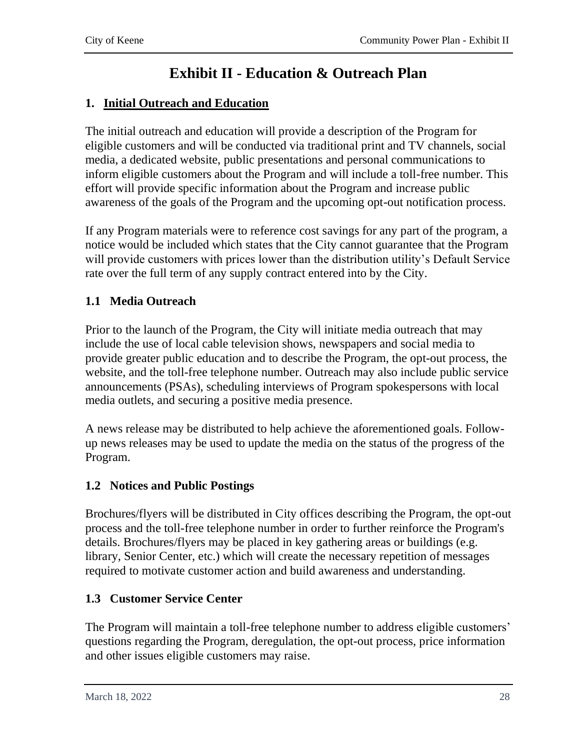# Exhibit II - Education & Outreach Plan

## 1. Initial Outreach and Education

The initial outreach and education will provide a description of the Program for eligible customers and will be conducted via traditional print and TV channels, social media, a dedicated website, public presentations and personal communications to inform eligible customers about the Program and will include a toll-free number. This effort will provide specific information about the Program and increase public awareness of the goals of the Program and the upcoming opt-out notification process.

If any Program materials were to reference cost savings for any part of the program, a notice would be included which states that the City cannot guarantee that the Program will provide customers with prices lower than the distribution utility's Default Service rate over the full term of any supply contract entered into by the City.

### 1.1 Media Outreach

Prior to the launch of the Program, the City will initiate media outreach that may include the use of local cable television shows, newspapers and social media to provide greater public education and to describe the Program, the opt-out process, the website, and the toll-free telephone number. Outreach may also include public service announcements (PSAs), scheduling interviews of Program spokespersons with local media outlets, and securing a positive media presence.

A news release may be distributed to help achieve the aforementioned goals. Follow-up news releases may be used to update the media on the status of the progress of the Program.

### 1.2 Notices and Public Postings

Brochures/flyers will be distributed in City offices describing the Program, the opt-out process and the toll-free telephone number in order to further reinforce the Program's details. Brochures/flyers may be placed in key gathering areas or buildings (e.g. library, Senior Center, etc.) which will create the necessary repetition of messages required to motivate customer action and build awareness and understanding.

### 1.3 Customer Service Center

The Program will maintain a toll-free telephone number to address eligible customers' questions regarding the Program, deregulation, the opt-out process, price information and other issues eligible customers may raise.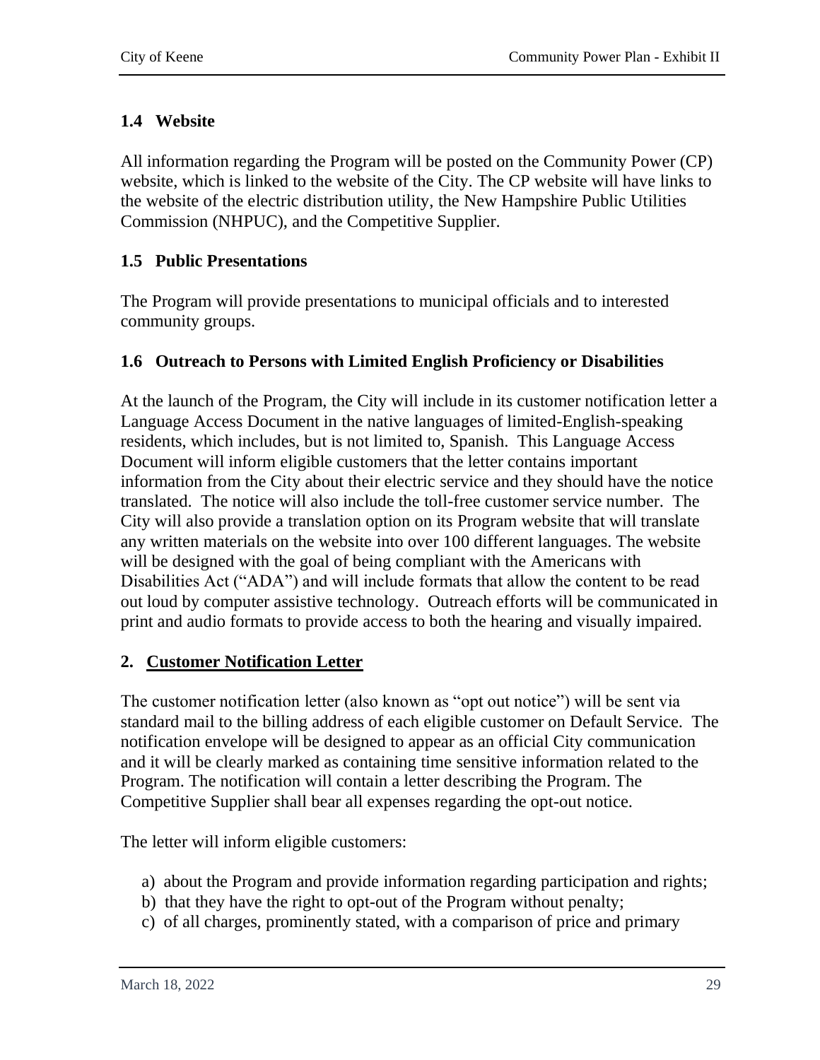### 1.4 Website

All information regarding the Program will be posted on the Community Power (CP) website, which is linked to the website of the City. The CP website will have links to the website of the electric distribution utility, the New Hampshire Public Utilities Commission (NHPUC), and the Competitive Supplier.

### 1.5 Public Presentations

The Program will provide presentations to municipal officials and to interested community groups.

### 1.6 Outreach to Persons with Limited English Proficiency or Disabilities

At the launch of the Program, the City will include in its customer notification letter a Language Access Document in the native languages of limited-English-speaking residents, which includes, but is not limited to, Spanish. This Language Access Document will inform eligible customers that the letter contains important information from the City about their electric service and they should have the notice translated. The notice will also include the toll-free customer service number. The City will also provide a translation option on its Program website that will translate any written materials on the website into over 100 different languages. The website will be designed with the goal of being compliant with the Americans with Disabilities Act ("ADA") and will include formats that allow the content to be read out loud by computer assistive technology. Outreach efforts will be communicated in print and audio formats to provide access to both the hearing and visually impaired.

## 2. <u>Customer Notification Letter</u>

The customer notification letter (also known as "opt out notice") will be sent via standard mail to the billing address of each eligible customer on Default Service. The notification envelope will be designed to appear as an official City communication and it will be clearly marked as containing time sensitive information related to the Program. The notification will contain a letter describing the Program. The Competitive Supplier shall bear all expenses regarding the opt-out notice.

The letter will inform eligible customers:

a) about the Program and provide information regarding participation and rights;
b) that they have the right to opt-out of the Program without penalty;
c) of all charges, prominently stated, with a comparison of price and primary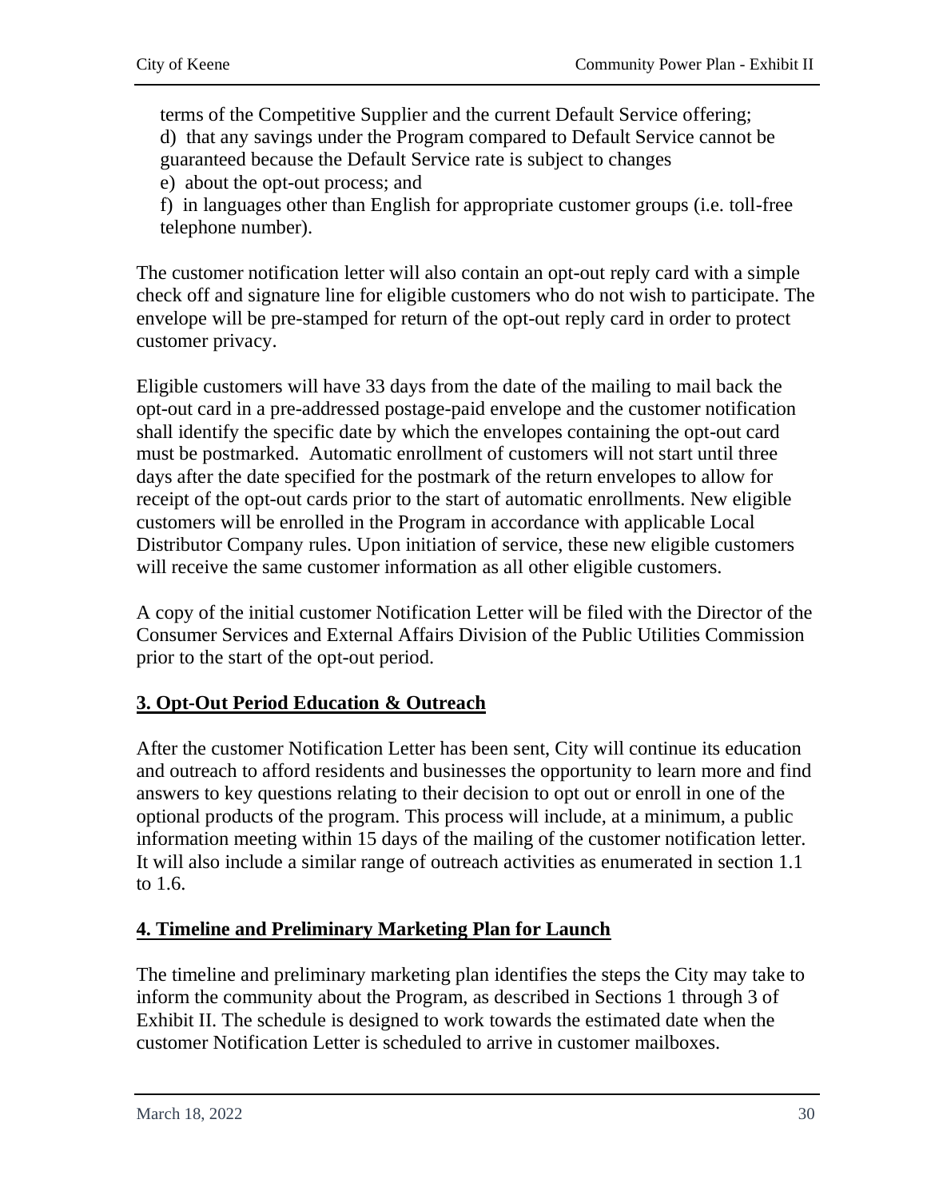terms of the Competitive Supplier and the current Default Service offering;
d) that any savings under the Program compared to Default Service cannot be guaranteed because the Default Service rate is subject to changes
e) about the opt-out process; and
f) in languages other than English for appropriate customer groups (i.e. toll-free telephone number).

The customer notification letter will also contain an opt-out reply card with a simple check off and signature line for eligible customers who do not wish to participate. The envelope will be pre-stamped for return of the opt-out reply card in order to protect customer privacy.

Eligible customers will have 33 days from the date of the mailing to mail back the opt-out card in a pre-addressed postage-paid envelope and the customer notification shall identify the specific date by which the envelopes containing the opt-out card must be postmarked. Automatic enrollment of customers will not start until three days after the date specified for the postmark of the return envelopes to allow for receipt of the opt-out cards prior to the start of automatic enrollments. New eligible customers will be enrolled in the Program in accordance with applicable Local Distributor Company rules. Upon initiation of service, these new eligible customers will receive the same customer information as all other eligible customers.

A copy of the initial customer Notification Letter will be filed with the Director of the Consumer Services and External Affairs Division of the Public Utilities Commission prior to the start of the opt-out period.

## 3. Opt-Out Period Education & Outreach

After the customer Notification Letter has been sent, City will continue its education and outreach to afford residents and businesses the opportunity to learn more and find answers to key questions relating to their decision to opt out or enroll in one of the optional products of the program. This process will include, at a minimum, a public information meeting within 15 days of the mailing of the customer notification letter. It will also include a similar range of outreach activities as enumerated in section 1.1 to 1.6.

## 4. Timeline and Preliminary Marketing Plan for Launch

The timeline and preliminary marketing plan identifies the steps the City may take to inform the community about the Program, as described in Sections 1 through 3 of Exhibit II. The schedule is designed to work towards the estimated date when the customer Notification Letter is scheduled to arrive in customer mailboxes.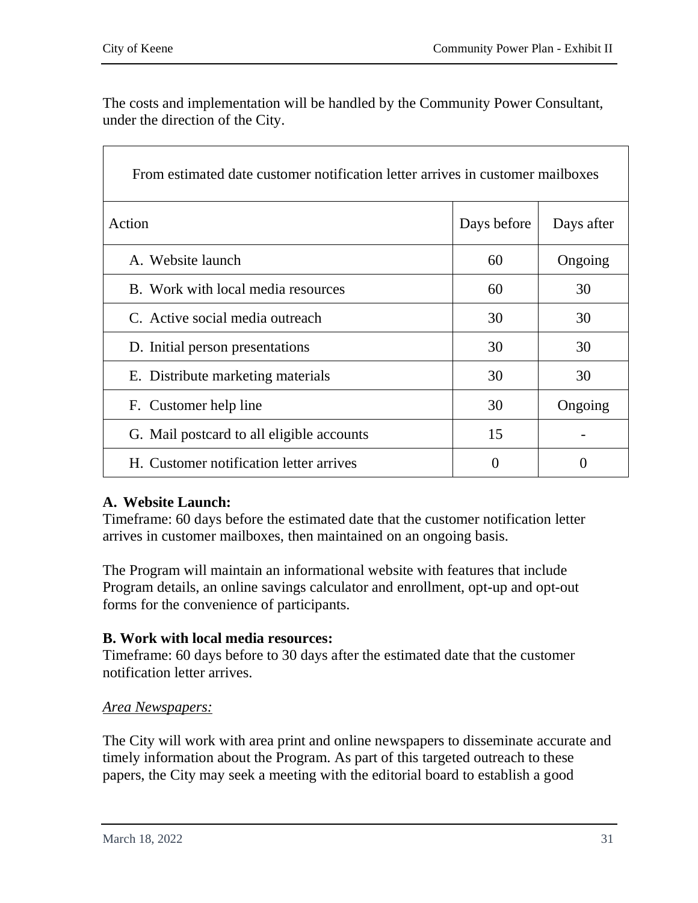The costs and implementation will be handled by the Community Power Consultant, under the direction of the City.

| From estimated date customer notification letter arrives in customer mailboxes | | |
|---|---|---|
| Action | Days before | Days after |
| A. Website launch | 60 | Ongoing |
| B. Work with local media resources | 60 | 30 |
| C. Active social media outreach | 30 | 30 |
| D. Initial person presentations | 30 | 30 |
| E. Distribute marketing materials | 30 | 30 |
| F. Customer help line | 30 | Ongoing |
| G. Mail postcard to all eligible accounts | 15 | - |
| H. Customer notification letter arrives | 0 | 0 |

**A. Website Launch:**
Timeframe: 60 days before the estimated date that the customer notification letter arrives in customer mailboxes, then maintained on an ongoing basis.

The Program will maintain an informational website with features that include Program details, an online savings calculator and enrollment, opt-up and opt-out forms for the convenience of participants.

**B. Work with local media resources:**
Timeframe: 60 days before to 30 days after the estimated date that the customer notification letter arrives.

*Area Newspapers:*

The City will work with area print and online newspapers to disseminate accurate and timely information about the Program. As part of this targeted outreach to these papers, the City may seek a meeting with the editorial board to establish a good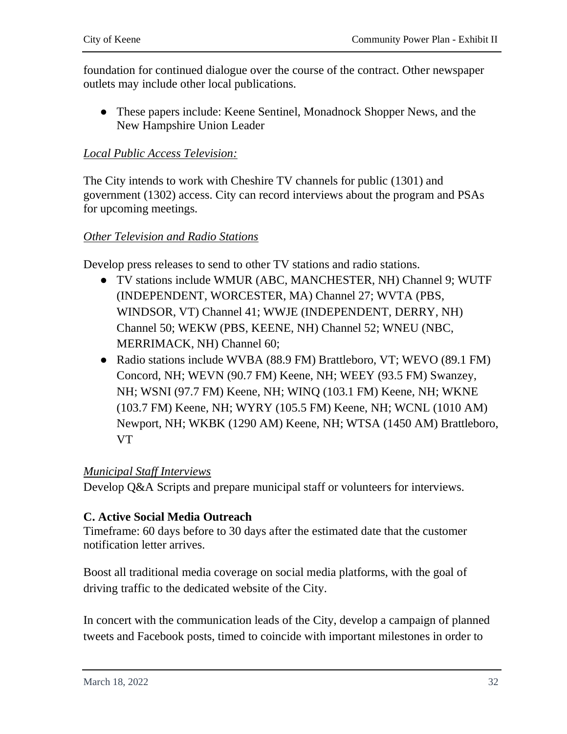foundation for continued dialogue over the course of the contract. Other newspaper outlets may include other local publications.

- These papers include: Keene Sentinel, Monadnock Shopper News, and the New Hampshire Union Leader

*Local Public Access Television:*

The City intends to work with Cheshire TV channels for public (1301) and government (1302) access. City can record interviews about the program and PSAs for upcoming meetings.

*Other Television and Radio Stations*

Develop press releases to send to other TV stations and radio stations.

- TV stations include WMUR (ABC, MANCHESTER, NH) Channel 9; WUTF (INDEPENDENT, WORCESTER, MA) Channel 27; WVTA (PBS, WINDSOR, VT) Channel 41; WWJE (INDEPENDENT, DERRY, NH) Channel 50; WEKW (PBS, KEENE, NH) Channel 52; WNEU (NBC, MERRIMACK, NH) Channel 60;
- Radio stations include WVBA (88.9 FM) Brattleboro, VT; WEVO (89.1 FM) Concord, NH; WEVN (90.7 FM) Keene, NH; WEEY (93.5 FM) Swanzey, NH; WSNI (97.7 FM) Keene, NH; WINQ (103.1 FM) Keene, NH; WKNE (103.7 FM) Keene, NH; WYRY (105.5 FM) Keene, NH; WCNL (1010 AM) Newport, NH; WKBK (1290 AM) Keene, NH; WTSA (1450 AM) Brattleboro, VT

*Municipal Staff Interviews*

Develop Q&A Scripts and prepare municipal staff or volunteers for interviews.

**C. Active Social Media Outreach**

Timeframe: 60 days before to 30 days after the estimated date that the customer notification letter arrives.

Boost all traditional media coverage on social media platforms, with the goal of driving traffic to the dedicated website of the City.

In concert with the communication leads of the City, develop a campaign of planned tweets and Facebook posts, timed to coincide with important milestones in order to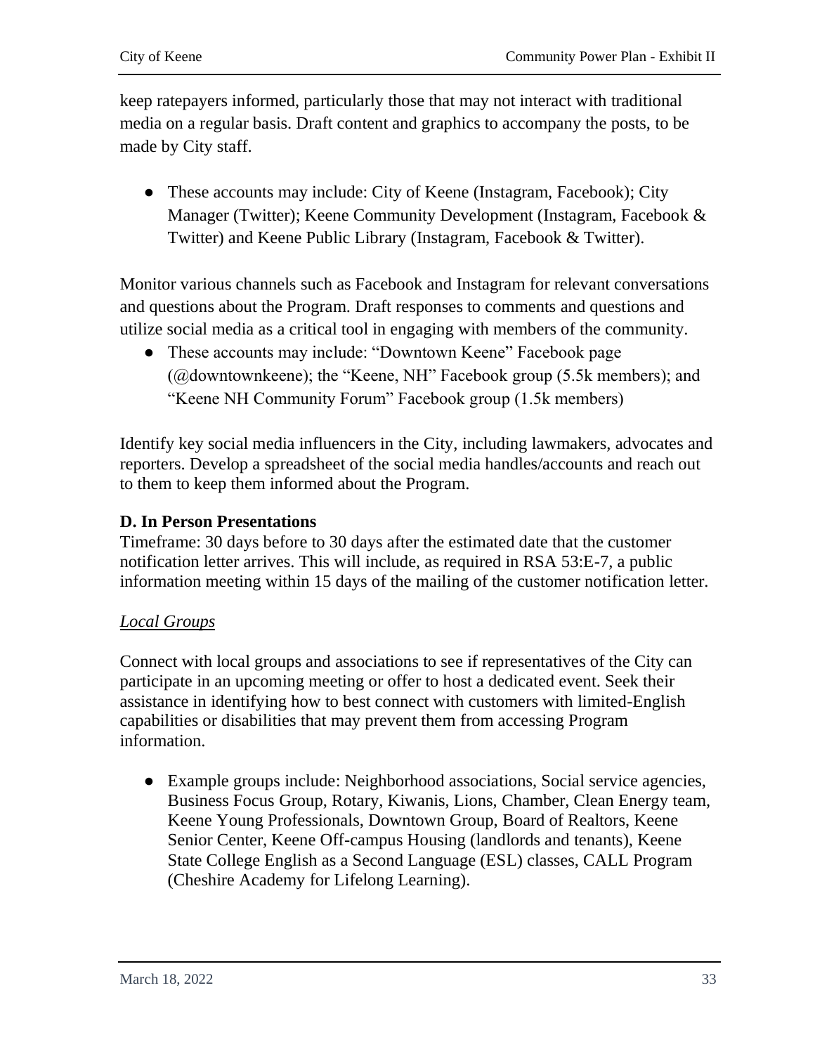keep ratepayers informed, particularly those that may not interact with traditional media on a regular basis. Draft content and graphics to accompany the posts, to be made by City staff.

- These accounts may include: City of Keene (Instagram, Facebook); City Manager (Twitter); Keene Community Development (Instagram, Facebook & Twitter) and Keene Public Library (Instagram, Facebook & Twitter).

Monitor various channels such as Facebook and Instagram for relevant conversations and questions about the Program. Draft responses to comments and questions and utilize social media as a critical tool in engaging with members of the community.

- These accounts may include: "Downtown Keene" Facebook page (@downtownkeene); the "Keene, NH" Facebook group (5.5k members); and "Keene NH Community Forum" Facebook group (1.5k members)

Identify key social media influencers in the City, including lawmakers, advocates and reporters. Develop a spreadsheet of the social media handles/accounts and reach out to them to keep them informed about the Program.

**D. In Person Presentations**

Timeframe: 30 days before to 30 days after the estimated date that the customer notification letter arrives. This will include, as required in RSA 53:E-7, a public information meeting within 15 days of the mailing of the customer notification letter.

*Local Groups*

Connect with local groups and associations to see if representatives of the City can participate in an upcoming meeting or offer to host a dedicated event. Seek their assistance in identifying how to best connect with customers with limited-English capabilities or disabilities that may prevent them from accessing Program information.

- Example groups include: Neighborhood associations, Social service agencies, Business Focus Group, Rotary, Kiwanis, Lions, Chamber, Clean Energy team, Keene Young Professionals, Downtown Group, Board of Realtors, Keene Senior Center, Keene Off-campus Housing (landlords and tenants), Keene State College English as a Second Language (ESL) classes, CALL Program (Cheshire Academy for Lifelong Learning).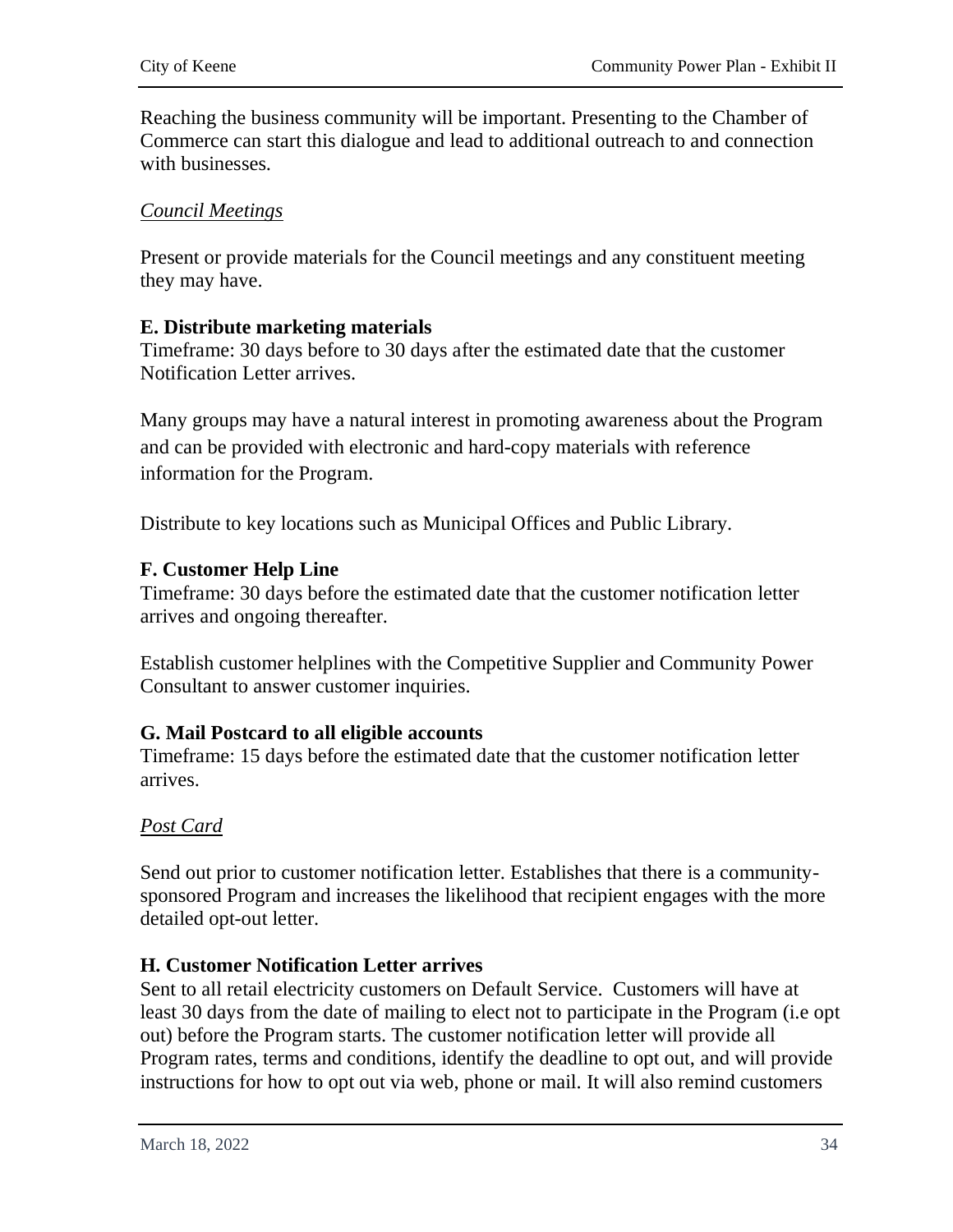Reaching the business community will be important. Presenting to the Chamber of Commerce can start this dialogue and lead to additional outreach to and connection with businesses.

*Council Meetings*

Present or provide materials for the Council meetings and any constituent meeting they may have.

**E. Distribute marketing materials**
Timeframe: 30 days before to 30 days after the estimated date that the customer Notification Letter arrives.

Many groups may have a natural interest in promoting awareness about the Program and can be provided with electronic and hard-copy materials with reference information for the Program.

Distribute to key locations such as Municipal Offices and Public Library.

**F. Customer Help Line**
Timeframe: 30 days before the estimated date that the customer notification letter arrives and ongoing thereafter.

Establish customer helplines with the Competitive Supplier and Community Power Consultant to answer customer inquiries.

**G. Mail Postcard to all eligible accounts**
Timeframe: 15 days before the estimated date that the customer notification letter arrives.

*Post Card*

Send out prior to customer notification letter. Establishes that there is a community-sponsored Program and increases the likelihood that recipient engages with the more detailed opt-out letter.

**H. Customer Notification Letter arrives**
Sent to all retail electricity customers on Default Service. Customers will have at least 30 days from the date of mailing to elect not to participate in the Program (i.e opt out) before the Program starts. The customer notification letter will provide all Program rates, terms and conditions, identify the deadline to opt out, and will provide instructions for how to opt out via web, phone or mail. It will also remind customers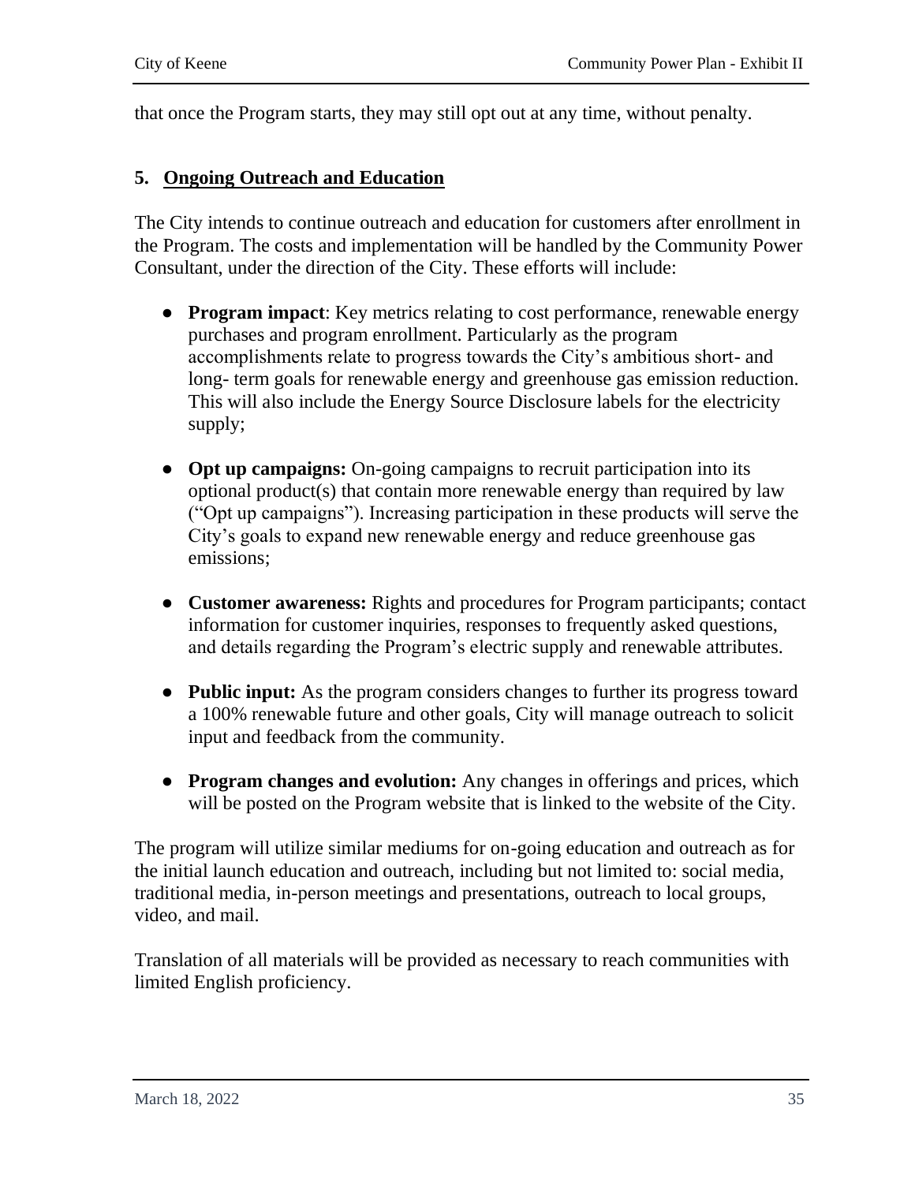that once the Program starts, they may still opt out at any time, without penalty.

## 5. Ongoing Outreach and Education

The City intends to continue outreach and education for customers after enrollment in the Program. The costs and implementation will be handled by the Community Power Consultant, under the direction of the City. These efforts will include:

- **Program impact**: Key metrics relating to cost performance, renewable energy purchases and program enrollment. Particularly as the program accomplishments relate to progress towards the City's ambitious short- and long- term goals for renewable energy and greenhouse gas emission reduction. This will also include the Energy Source Disclosure labels for the electricity supply;

- **Opt up campaigns:** On-going campaigns to recruit participation into its optional product(s) that contain more renewable energy than required by law ("Opt up campaigns"). Increasing participation in these products will serve the City's goals to expand new renewable energy and reduce greenhouse gas emissions;

- **Customer awareness:** Rights and procedures for Program participants; contact information for customer inquiries, responses to frequently asked questions, and details regarding the Program's electric supply and renewable attributes.

- **Public input:** As the program considers changes to further its progress toward a 100% renewable future and other goals, City will manage outreach to solicit input and feedback from the community.

- **Program changes and evolution:** Any changes in offerings and prices, which will be posted on the Program website that is linked to the website of the City.

The program will utilize similar mediums for on-going education and outreach as for the initial launch education and outreach, including but not limited to: social media, traditional media, in-person meetings and presentations, outreach to local groups, video, and mail.

Translation of all materials will be provided as necessary to reach communities with limited English proficiency.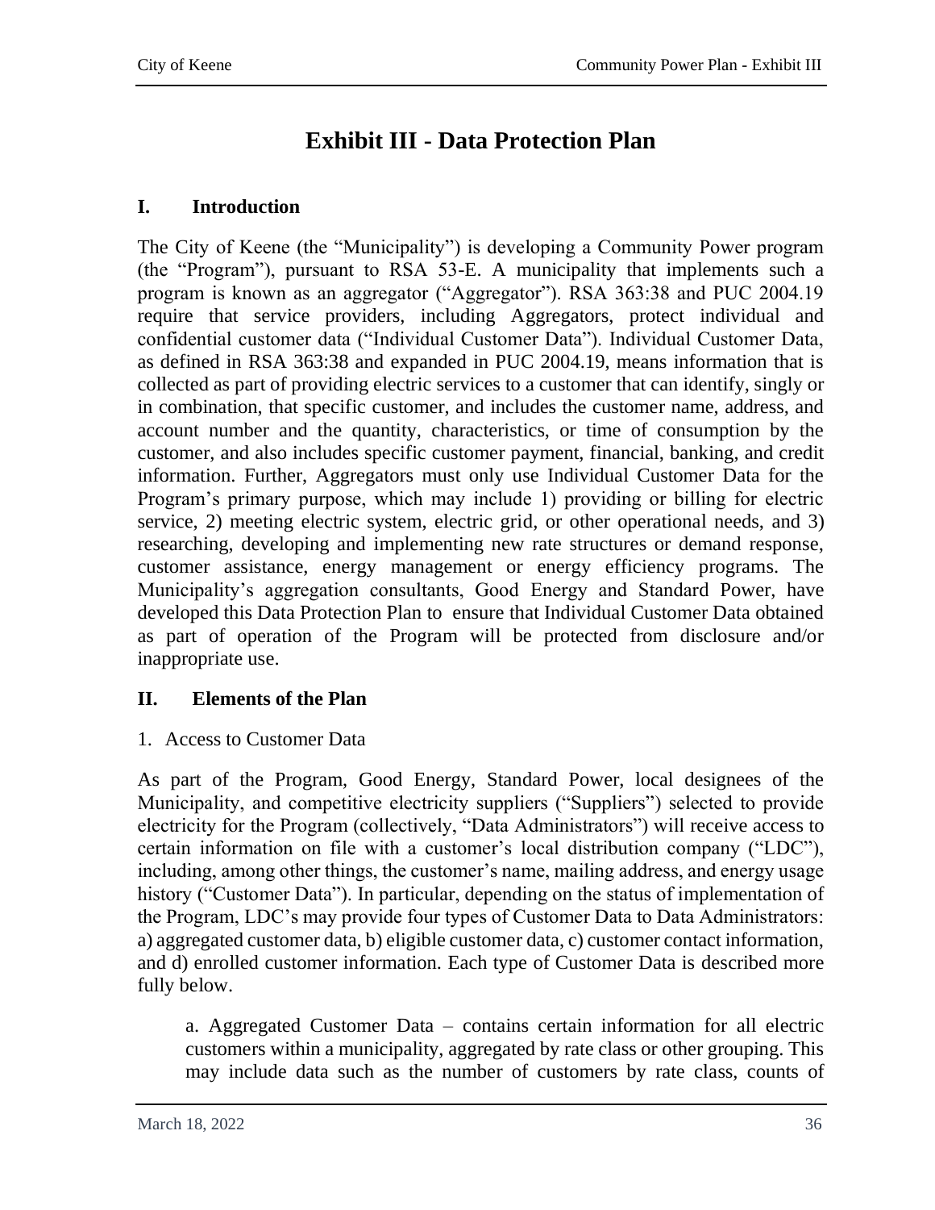# Exhibit III - Data Protection Plan

## I. Introduction

The City of Keene (the "Municipality") is developing a Community Power program (the "Program"), pursuant to RSA 53-E. A municipality that implements such a program is known as an aggregator ("Aggregator"). RSA 363:38 and PUC 2004.19 require that service providers, including Aggregators, protect individual and confidential customer data ("Individual Customer Data"). Individual Customer Data, as defined in RSA 363:38 and expanded in PUC 2004.19, means information that is collected as part of providing electric services to a customer that can identify, singly or in combination, that specific customer, and includes the customer name, address, and account number and the quantity, characteristics, or time of consumption by the customer, and also includes specific customer payment, financial, banking, and credit information. Further, Aggregators must only use Individual Customer Data for the Program's primary purpose, which may include 1) providing or billing for electric service, 2) meeting electric system, electric grid, or other operational needs, and 3) researching, developing and implementing new rate structures or demand response, customer assistance, energy management or energy efficiency programs. The Municipality's aggregation consultants, Good Energy and Standard Power, have developed this Data Protection Plan to ensure that Individual Customer Data obtained as part of operation of the Program will be protected from disclosure and/or inappropriate use.

## II. Elements of the Plan

1. Access to Customer Data

As part of the Program, Good Energy, Standard Power, local designees of the Municipality, and competitive electricity suppliers ("Suppliers") selected to provide electricity for the Program (collectively, "Data Administrators") will receive access to certain information on file with a customer's local distribution company ("LDC"), including, among other things, the customer's name, mailing address, and energy usage history ("Customer Data"). In particular, depending on the status of implementation of the Program, LDC's may provide four types of Customer Data to Data Administrators: a) aggregated customer data, b) eligible customer data, c) customer contact information, and d) enrolled customer information. Each type of Customer Data is described more fully below.

a. Aggregated Customer Data – contains certain information for all electric customers within a municipality, aggregated by rate class or other grouping. This may include data such as the number of customers by rate class, counts of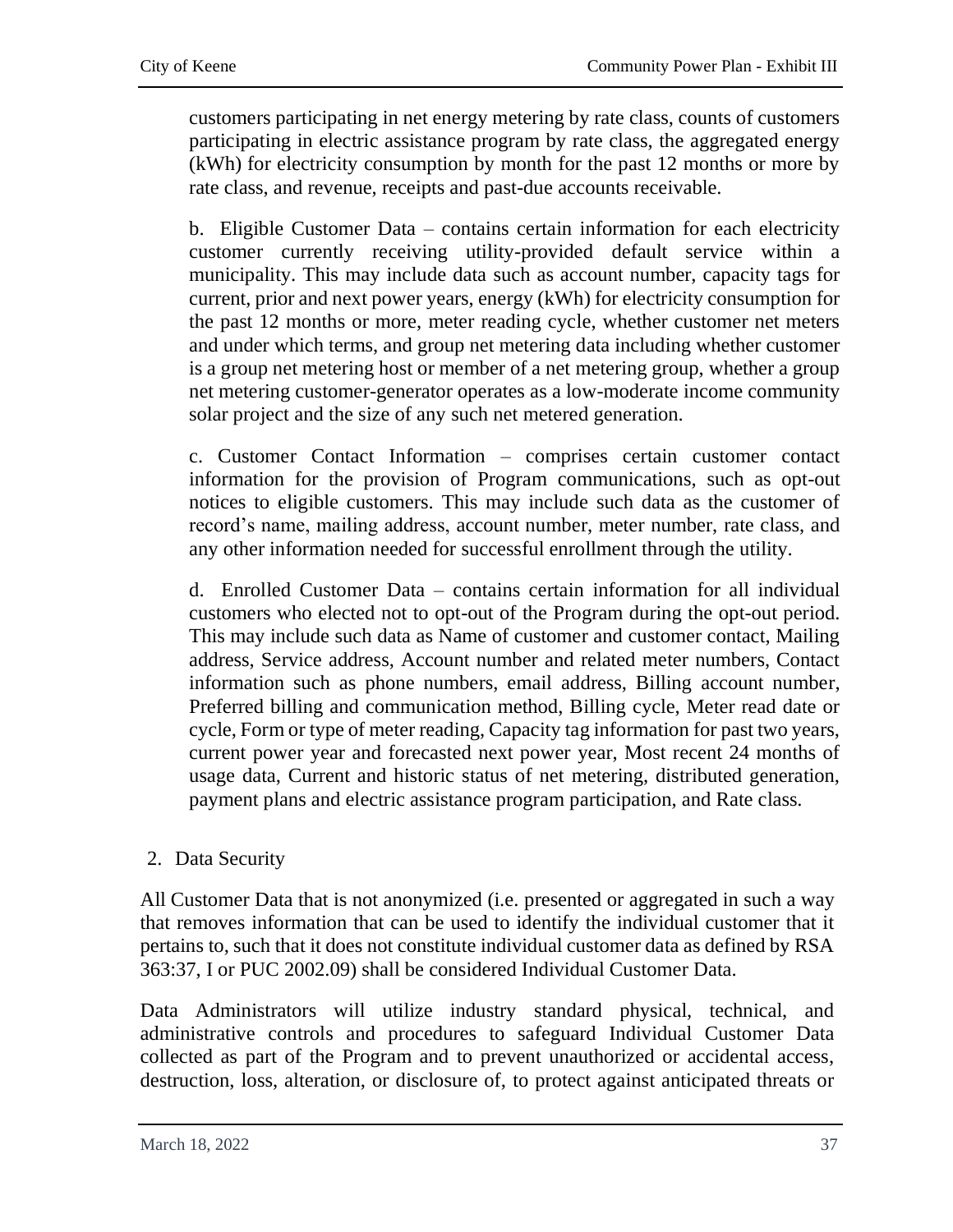customers participating in net energy metering by rate class, counts of customers participating in electric assistance program by rate class, the aggregated energy (kWh) for electricity consumption by month for the past 12 months or more by rate class, and revenue, receipts and past-due accounts receivable.

b. Eligible Customer Data – contains certain information for each electricity customer currently receiving utility-provided default service within a municipality. This may include data such as account number, capacity tags for current, prior and next power years, energy (kWh) for electricity consumption for the past 12 months or more, meter reading cycle, whether customer net meters and under which terms, and group net metering data including whether customer is a group net metering host or member of a net metering group, whether a group net metering customer-generator operates as a low-moderate income community solar project and the size of any such net metered generation.

c. Customer Contact Information – comprises certain customer contact information for the provision of Program communications, such as opt-out notices to eligible customers. This may include such data as the customer of record's name, mailing address, account number, meter number, rate class, and any other information needed for successful enrollment through the utility.

d. Enrolled Customer Data – contains certain information for all individual customers who elected not to opt-out of the Program during the opt-out period. This may include such data as Name of customer and customer contact, Mailing address, Service address, Account number and related meter numbers, Contact information such as phone numbers, email address, Billing account number, Preferred billing and communication method, Billing cycle, Meter read date or cycle, Form or type of meter reading, Capacity tag information for past two years, current power year and forecasted next power year, Most recent 24 months of usage data, Current and historic status of net metering, distributed generation, payment plans and electric assistance program participation, and Rate class.

2. Data Security

All Customer Data that is not anonymized (i.e. presented or aggregated in such a way that removes information that can be used to identify the individual customer that it pertains to, such that it does not constitute individual customer data as defined by RSA 363:37, I or PUC 2002.09) shall be considered Individual Customer Data.

Data Administrators will utilize industry standard physical, technical, and administrative controls and procedures to safeguard Individual Customer Data collected as part of the Program and to prevent unauthorized or accidental access, destruction, loss, alteration, or disclosure of, to protect against anticipated threats or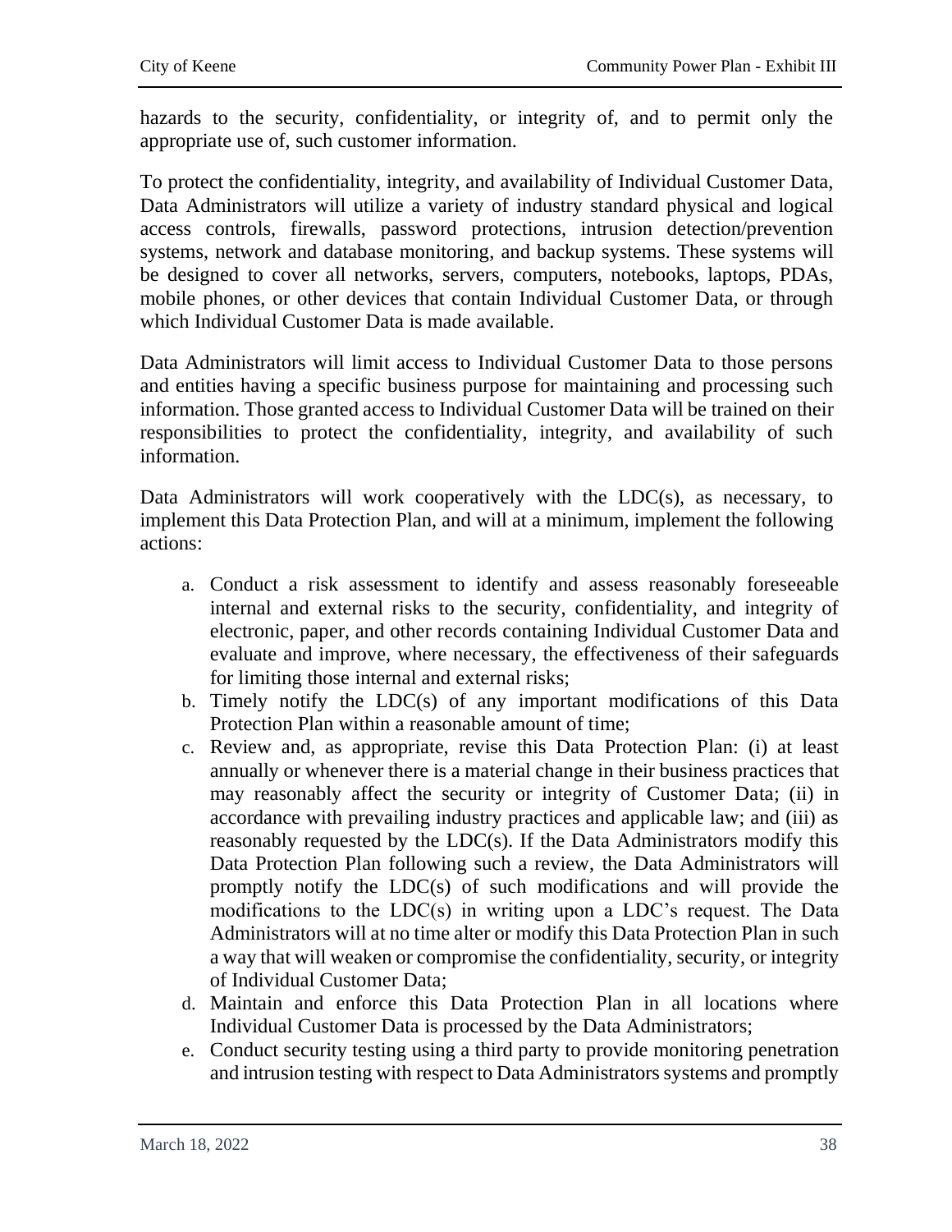hazards to the security, confidentiality, or integrity of, and to permit only the appropriate use of, such customer information.

To protect the confidentiality, integrity, and availability of Individual Customer Data, Data Administrators will utilize a variety of industry standard physical and logical access controls, firewalls, password protections, intrusion detection/prevention systems, network and database monitoring, and backup systems. These systems will be designed to cover all networks, servers, computers, notebooks, laptops, PDAs, mobile phones, or other devices that contain Individual Customer Data, or through which Individual Customer Data is made available.

Data Administrators will limit access to Individual Customer Data to those persons and entities having a specific business purpose for maintaining and processing such information. Those granted access to Individual Customer Data will be trained on their responsibilities to protect the confidentiality, integrity, and availability of such information.

Data Administrators will work cooperatively with the LDC(s), as necessary, to implement this Data Protection Plan, and will at a minimum, implement the following actions:

a. Conduct a risk assessment to identify and assess reasonably foreseeable internal and external risks to the security, confidentiality, and integrity of electronic, paper, and other records containing Individual Customer Data and evaluate and improve, where necessary, the effectiveness of their safeguards for limiting those internal and external risks;
b. Timely notify the LDC(s) of any important modifications of this Data Protection Plan within a reasonable amount of time;
c. Review and, as appropriate, revise this Data Protection Plan: (i) at least annually or whenever there is a material change in their business practices that may reasonably affect the security or integrity of Customer Data; (ii) in accordance with prevailing industry practices and applicable law; and (iii) as reasonably requested by the LDC(s). If the Data Administrators modify this Data Protection Plan following such a review, the Data Administrators will promptly notify the LDC(s) of such modifications and will provide the modifications to the LDC(s) in writing upon a LDC's request. The Data Administrators will at no time alter or modify this Data Protection Plan in such a way that will weaken or compromise the confidentiality, security, or integrity of Individual Customer Data;
d. Maintain and enforce this Data Protection Plan in all locations where Individual Customer Data is processed by the Data Administrators;
e. Conduct security testing using a third party to provide monitoring penetration and intrusion testing with respect to Data Administrators systems and promptly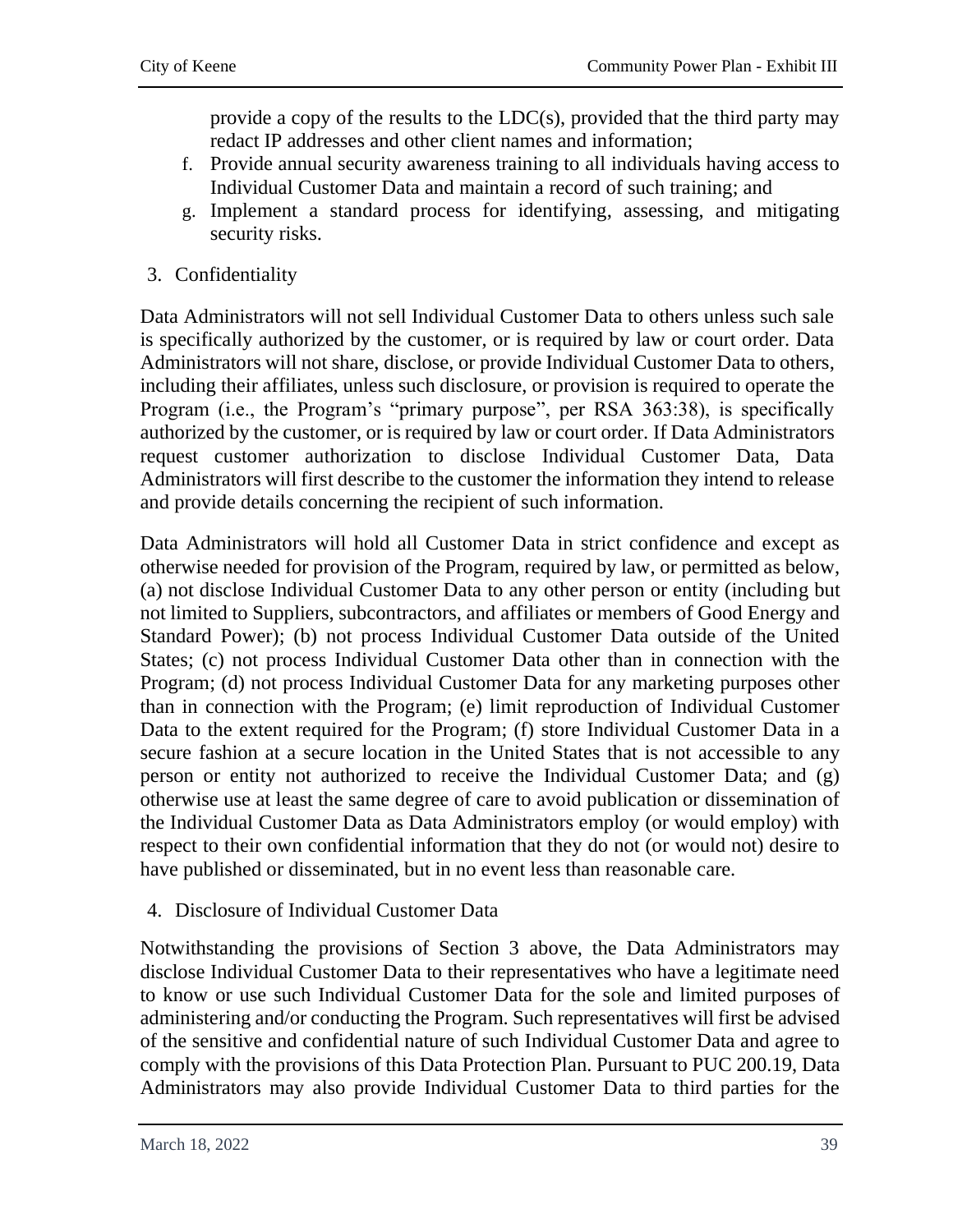provide a copy of the results to the LDC(s), provided that the third party may redact IP addresses and other client names and information;

f. Provide annual security awareness training to all individuals having access to Individual Customer Data and maintain a record of such training; and
g. Implement a standard process for identifying, assessing, and mitigating security risks.

3. Confidentiality

Data Administrators will not sell Individual Customer Data to others unless such sale is specifically authorized by the customer, or is required by law or court order. Data Administrators will not share, disclose, or provide Individual Customer Data to others, including their affiliates, unless such disclosure, or provision is required to operate the Program (i.e., the Program's "primary purpose", per RSA 363:38), is specifically authorized by the customer, or is required by law or court order. If Data Administrators request customer authorization to disclose Individual Customer Data, Data Administrators will first describe to the customer the information they intend to release and provide details concerning the recipient of such information.

Data Administrators will hold all Customer Data in strict confidence and except as otherwise needed for provision of the Program, required by law, or permitted as below, (a) not disclose Individual Customer Data to any other person or entity (including but not limited to Suppliers, subcontractors, and affiliates or members of Good Energy and Standard Power); (b) not process Individual Customer Data outside of the United States; (c) not process Individual Customer Data other than in connection with the Program; (d) not process Individual Customer Data for any marketing purposes other than in connection with the Program; (e) limit reproduction of Individual Customer Data to the extent required for the Program; (f) store Individual Customer Data in a secure fashion at a secure location in the United States that is not accessible to any person or entity not authorized to receive the Individual Customer Data; and (g) otherwise use at least the same degree of care to avoid publication or dissemination of the Individual Customer Data as Data Administrators employ (or would employ) with respect to their own confidential information that they do not (or would not) desire to have published or disseminated, but in no event less than reasonable care.

4. Disclosure of Individual Customer Data

Notwithstanding the provisions of Section 3 above, the Data Administrators may disclose Individual Customer Data to their representatives who have a legitimate need to know or use such Individual Customer Data for the sole and limited purposes of administering and/or conducting the Program. Such representatives will first be advised of the sensitive and confidential nature of such Individual Customer Data and agree to comply with the provisions of this Data Protection Plan. Pursuant to PUC 200.19, Data Administrators may also provide Individual Customer Data to third parties for the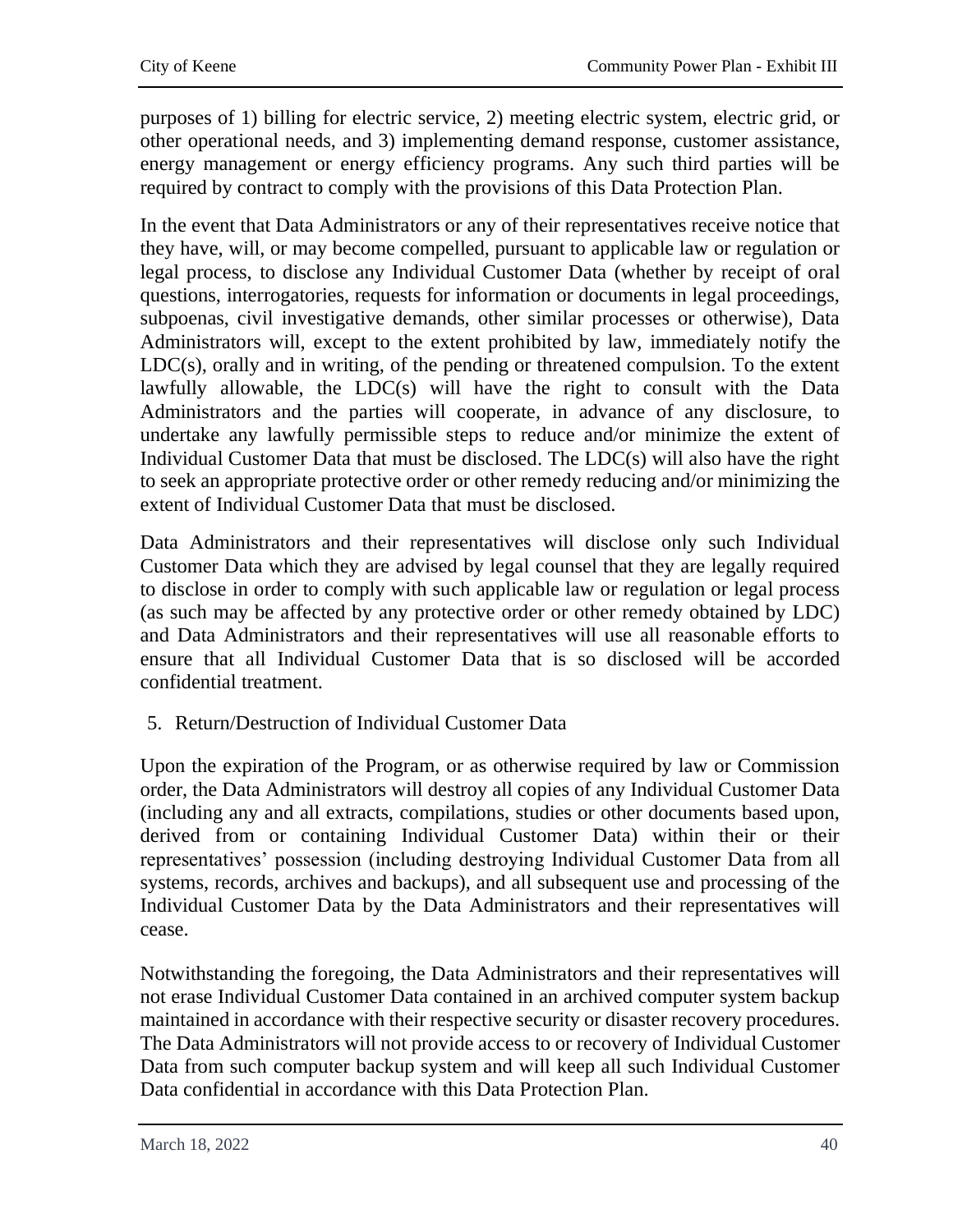purposes of 1) billing for electric service, 2) meeting electric system, electric grid, or other operational needs, and 3) implementing demand response, customer assistance, energy management or energy efficiency programs. Any such third parties will be required by contract to comply with the provisions of this Data Protection Plan.

In the event that Data Administrators or any of their representatives receive notice that they have, will, or may become compelled, pursuant to applicable law or regulation or legal process, to disclose any Individual Customer Data (whether by receipt of oral questions, interrogatories, requests for information or documents in legal proceedings, subpoenas, civil investigative demands, other similar processes or otherwise), Data Administrators will, except to the extent prohibited by law, immediately notify the LDC(s), orally and in writing, of the pending or threatened compulsion. To the extent lawfully allowable, the LDC(s) will have the right to consult with the Data Administrators and the parties will cooperate, in advance of any disclosure, to undertake any lawfully permissible steps to reduce and/or minimize the extent of Individual Customer Data that must be disclosed. The LDC(s) will also have the right to seek an appropriate protective order or other remedy reducing and/or minimizing the extent of Individual Customer Data that must be disclosed.

Data Administrators and their representatives will disclose only such Individual Customer Data which they are advised by legal counsel that they are legally required to disclose in order to comply with such applicable law or regulation or legal process (as such may be affected by any protective order or other remedy obtained by LDC) and Data Administrators and their representatives will use all reasonable efforts to ensure that all Individual Customer Data that is so disclosed will be accorded confidential treatment.

5. Return/Destruction of Individual Customer Data

Upon the expiration of the Program, or as otherwise required by law or Commission order, the Data Administrators will destroy all copies of any Individual Customer Data (including any and all extracts, compilations, studies or other documents based upon, derived from or containing Individual Customer Data) within their or their representatives' possession (including destroying Individual Customer Data from all systems, records, archives and backups), and all subsequent use and processing of the Individual Customer Data by the Data Administrators and their representatives will cease.

Notwithstanding the foregoing, the Data Administrators and their representatives will not erase Individual Customer Data contained in an archived computer system backup maintained in accordance with their respective security or disaster recovery procedures. The Data Administrators will not provide access to or recovery of Individual Customer Data from such computer backup system and will keep all such Individual Customer Data confidential in accordance with this Data Protection Plan.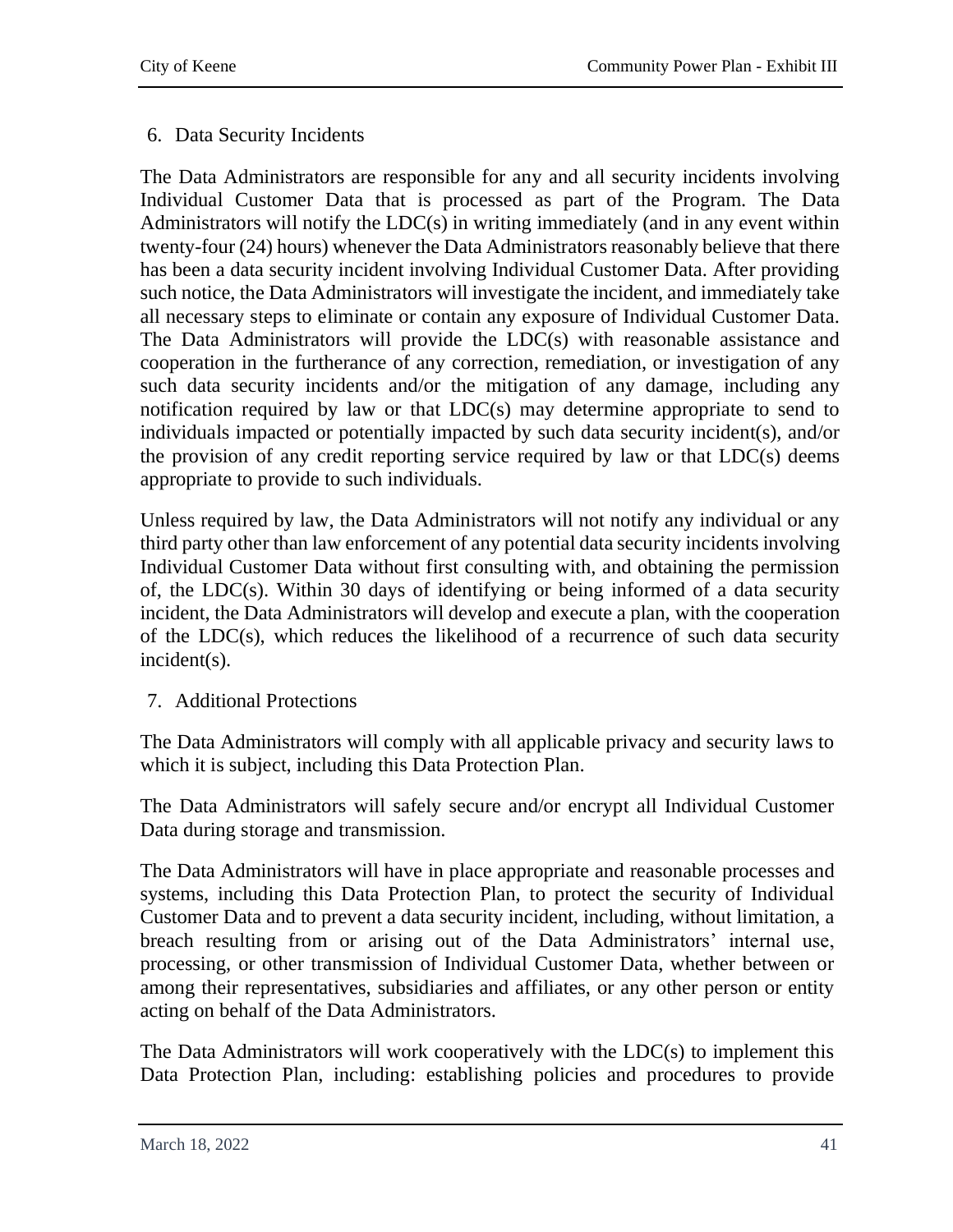6. Data Security Incidents

The Data Administrators are responsible for any and all security incidents involving Individual Customer Data that is processed as part of the Program. The Data Administrators will notify the LDC(s) in writing immediately (and in any event within twenty-four (24) hours) whenever the Data Administrators reasonably believe that there has been a data security incident involving Individual Customer Data. After providing such notice, the Data Administrators will investigate the incident, and immediately take all necessary steps to eliminate or contain any exposure of Individual Customer Data. The Data Administrators will provide the LDC(s) with reasonable assistance and cooperation in the furtherance of any correction, remediation, or investigation of any such data security incidents and/or the mitigation of any damage, including any notification required by law or that LDC(s) may determine appropriate to send to individuals impacted or potentially impacted by such data security incident(s), and/or the provision of any credit reporting service required by law or that LDC(s) deems appropriate to provide to such individuals.

Unless required by law, the Data Administrators will not notify any individual or any third party other than law enforcement of any potential data security incidents involving Individual Customer Data without first consulting with, and obtaining the permission of, the LDC(s). Within 30 days of identifying or being informed of a data security incident, the Data Administrators will develop and execute a plan, with the cooperation of the LDC(s), which reduces the likelihood of a recurrence of such data security incident(s).

7. Additional Protections

The Data Administrators will comply with all applicable privacy and security laws to which it is subject, including this Data Protection Plan.

The Data Administrators will safely secure and/or encrypt all Individual Customer Data during storage and transmission.

The Data Administrators will have in place appropriate and reasonable processes and systems, including this Data Protection Plan, to protect the security of Individual Customer Data and to prevent a data security incident, including, without limitation, a breach resulting from or arising out of the Data Administrators' internal use, processing, or other transmission of Individual Customer Data, whether between or among their representatives, subsidiaries and affiliates, or any other person or entity acting on behalf of the Data Administrators.

The Data Administrators will work cooperatively with the LDC(s) to implement this Data Protection Plan, including: establishing policies and procedures to provide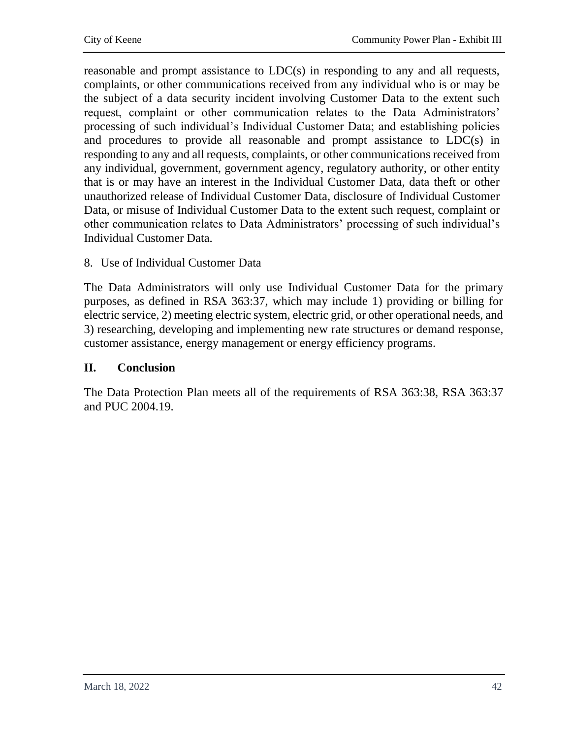reasonable and prompt assistance to LDC(s) in responding to any and all requests, complaints, or other communications received from any individual who is or may be the subject of a data security incident involving Customer Data to the extent such request, complaint or other communication relates to the Data Administrators' processing of such individual's Individual Customer Data; and establishing policies and procedures to provide all reasonable and prompt assistance to LDC(s) in responding to any and all requests, complaints, or other communications received from any individual, government, government agency, regulatory authority, or other entity that is or may have an interest in the Individual Customer Data, data theft or other unauthorized release of Individual Customer Data, disclosure of Individual Customer Data, or misuse of Individual Customer Data to the extent such request, complaint or other communication relates to Data Administrators' processing of such individual's Individual Customer Data.

8. Use of Individual Customer Data

The Data Administrators will only use Individual Customer Data for the primary purposes, as defined in RSA 363:37, which may include 1) providing or billing for electric service, 2) meeting electric system, electric grid, or other operational needs, and 3) researching, developing and implementing new rate structures or demand response, customer assistance, energy management or energy efficiency programs.

## II. Conclusion

The Data Protection Plan meets all of the requirements of RSA 363:38, RSA 363:37 and PUC 2004.19.